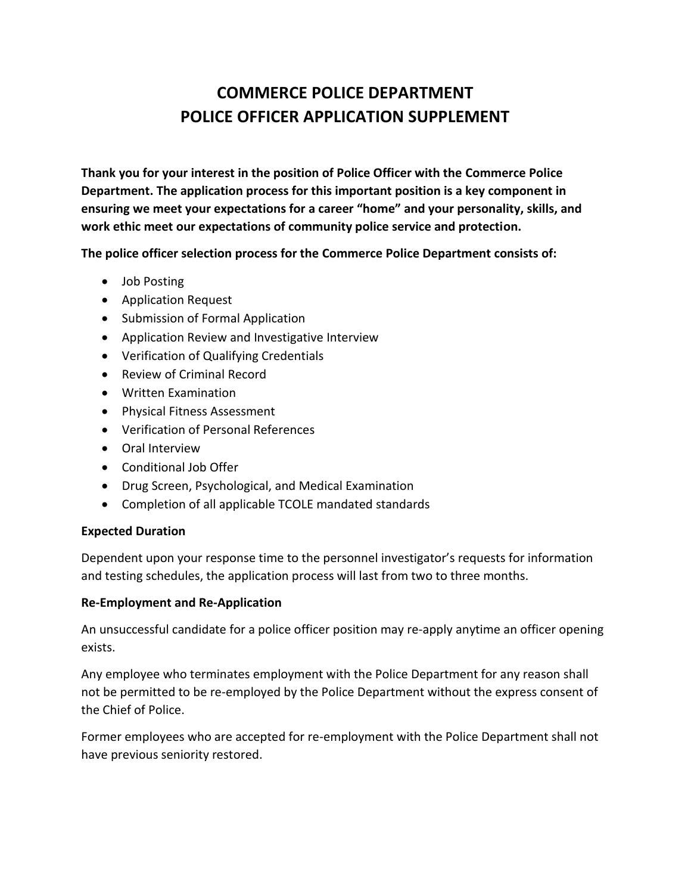# COMMERCE POLICE DEPARTMENT
# POLICE OFFICER APPLICATION SUPPLEMENT

**Thank you for your interest in the position of Police Officer with the Commerce Police Department. The application process for this important position is a key component in ensuring we meet your expectations for a career "home" and your personality, skills, and work ethic meet our expectations of community police service and protection.**

**The police officer selection process for the Commerce Police Department consists of:**

- Job Posting
- Application Request
- Submission of Formal Application
- Application Review and Investigative Interview
- Verification of Qualifying Credentials
- Review of Criminal Record
- Written Examination
- Physical Fitness Assessment
- Verification of Personal References
- Oral Interview
- Conditional Job Offer
- Drug Screen, Psychological, and Medical Examination
- Completion of all applicable TCOLE mandated standards

**Expected Duration**

Dependent upon your response time to the personnel investigator's requests for information and testing schedules, the application process will last from two to three months.

**Re-Employment and Re-Application**

An unsuccessful candidate for a police officer position may re-apply anytime an officer opening exists.

Any employee who terminates employment with the Police Department for any reason shall not be permitted to be re-employed by the Police Department without the express consent of the Chief of Police.

Former employees who are accepted for re-employment with the Police Department shall not have previous seniority restored.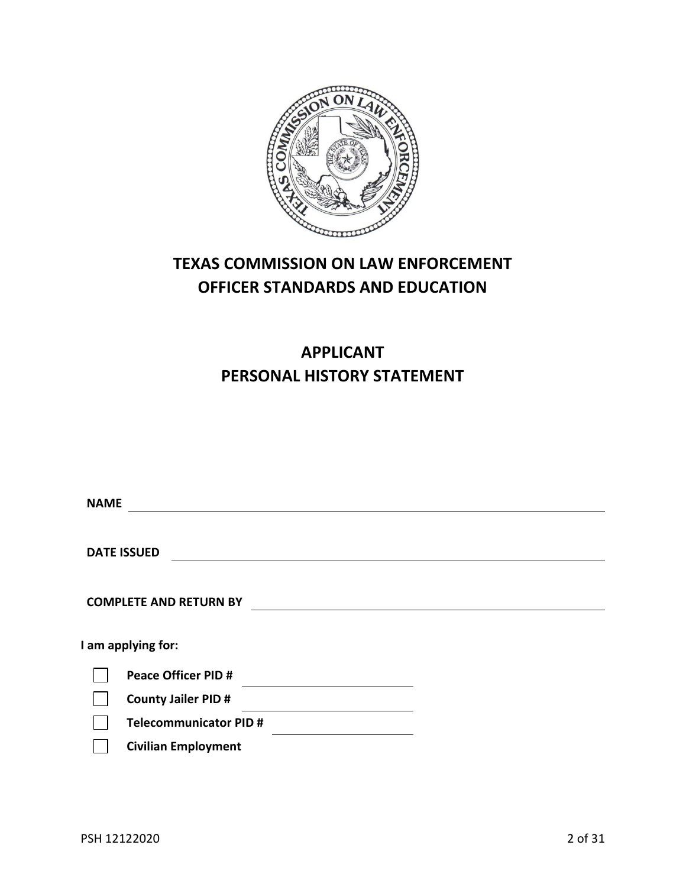# TEXAS COMMISSION ON LAW ENFORCEMENT
# OFFICER STANDARDS AND EDUCATION

## APPLICANT
## PERSONAL HISTORY STATEMENT

**NAME** ______________________________

**DATE ISSUED** ______________________________

**COMPLETE AND RETURN BY** ______________________________

**I am applying for:**

- ☐ **Peace Officer PID #** ______________
- ☐ **County Jailer PID #** ______________
- ☐ **Telecommunicator PID #** ______________
- ☐ **Civilian Employment**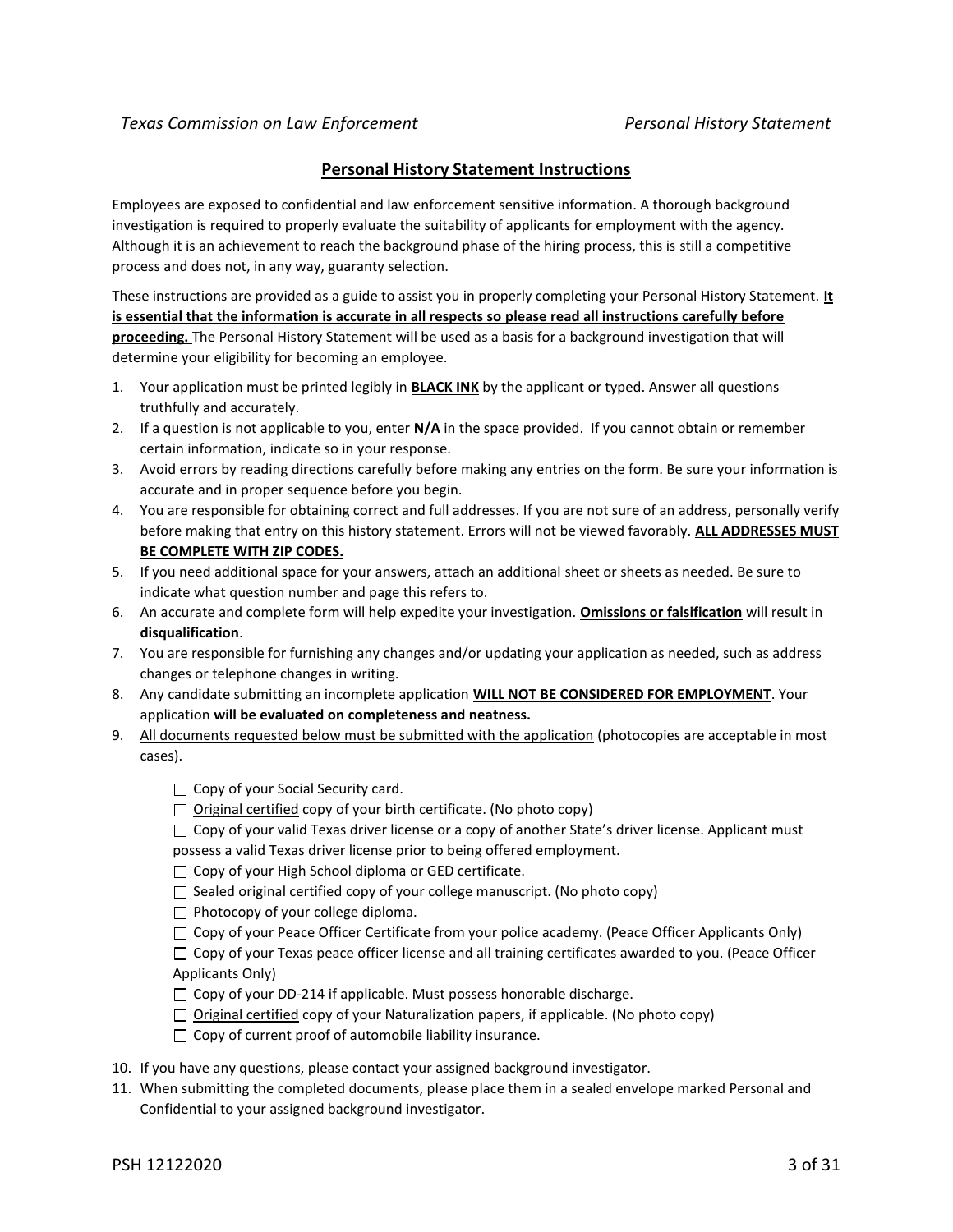## Personal History Statement Instructions

Employees are exposed to confidential and law enforcement sensitive information. A thorough background investigation is required to properly evaluate the suitability of applicants for employment with the agency. Although it is an achievement to reach the background phase of the hiring process, this is still a competitive process and does not, in any way, guaranty selection.

These instructions are provided as a guide to assist you in properly completing your Personal History Statement. **It is essential that the information is accurate in all respects so please read all instructions carefully before proceeding.** The Personal History Statement will be used as a basis for a background investigation that will determine your eligibility for becoming an employee.

1. Your application must be printed legibly in **BLACK INK** by the applicant or typed. Answer all questions truthfully and accurately.
2. If a question is not applicable to you, enter **N/A** in the space provided. If you cannot obtain or remember certain information, indicate so in your response.
3. Avoid errors by reading directions carefully before making any entries on the form. Be sure your information is accurate and in proper sequence before you begin.
4. You are responsible for obtaining correct and full addresses. If you are not sure of an address, personally verify before making that entry on this history statement. Errors will not be viewed favorably. **ALL ADDRESSES MUST BE COMPLETE WITH ZIP CODES.**
5. If you need additional space for your answers, attach an additional sheet or sheets as needed. Be sure to indicate what question number and page this refers to.
6. An accurate and complete form will help expedite your investigation. **Omissions or falsification** will result in **disqualification**.
7. You are responsible for furnishing any changes and/or updating your application as needed, such as address changes or telephone changes in writing.
8. Any candidate submitting an incomplete application **WILL NOT BE CONSIDERED FOR EMPLOYMENT**. Your application **will be evaluated on completeness and neatness.**
9. All documents requested below must be submitted with the application (photocopies are acceptable in most cases).

   - ☐ Copy of your Social Security card.
   - ☐ Original certified copy of your birth certificate. (No photo copy)
   - ☐ Copy of your valid Texas driver license or a copy of another State's driver license. Applicant must possess a valid Texas driver license prior to being offered employment.
   - ☐ Copy of your High School diploma or GED certificate.
   - ☐ Sealed original certified copy of your college manuscript. (No photo copy)
   - ☐ Photocopy of your college diploma.
   - ☐ Copy of your Peace Officer Certificate from your police academy. (Peace Officer Applicants Only)
   - ☐ Copy of your Texas peace officer license and all training certificates awarded to you. (Peace Officer Applicants Only)
   - ☐ Copy of your DD-214 if applicable. Must possess honorable discharge.
   - ☐ Original certified copy of your Naturalization papers, if applicable. (No photo copy)
   - ☐ Copy of current proof of automobile liability insurance.

10. If you have any questions, please contact your assigned background investigator.
11. When submitting the completed documents, please place them in a sealed envelope marked Personal and Confidential to your assigned background investigator.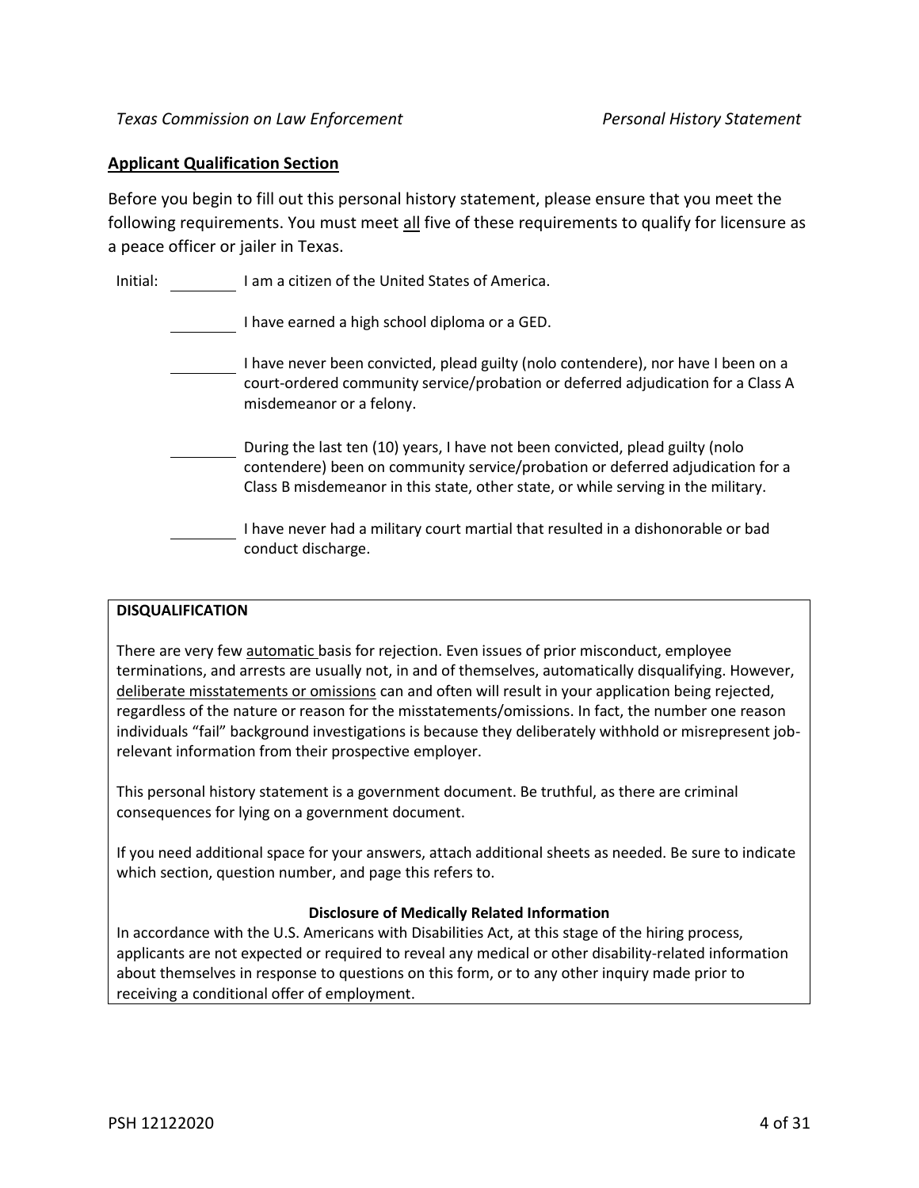## Applicant Qualification Section

Before you begin to fill out this personal history statement, please ensure that you meet the following requirements. You must meet all five of these requirements to qualify for licensure as a peace officer or jailer in Texas.

Initial: ________ I am a citizen of the United States of America.

________ I have earned a high school diploma or a GED.

________ I have never been convicted, plead guilty (nolo contendere), nor have I been on a court-ordered community service/probation or deferred adjudication for a Class A misdemeanor or a felony.

________ During the last ten (10) years, I have not been convicted, plead guilty (nolo contendere) been on community service/probation or deferred adjudication for a Class B misdemeanor in this state, other state, or while serving in the military.

________ I have never had a military court martial that resulted in a dishonorable or bad conduct discharge.

**DISQUALIFICATION**

There are very few automatic basis for rejection. Even issues of prior misconduct, employee terminations, and arrests are usually not, in and of themselves, automatically disqualifying. However, deliberate misstatements or omissions can and often will result in your application being rejected, regardless of the nature or reason for the misstatements/omissions. In fact, the number one reason individuals "fail" background investigations is because they deliberately withhold or misrepresent job-relevant information from their prospective employer.

This personal history statement is a government document. Be truthful, as there are criminal consequences for lying on a government document.

If you need additional space for your answers, attach additional sheets as needed. Be sure to indicate which section, question number, and page this refers to.

**Disclosure of Medically Related Information**

In accordance with the U.S. Americans with Disabilities Act, at this stage of the hiring process, applicants are not expected or required to reveal any medical or other disability-related information about themselves in response to questions on this form, or to any other inquiry made prior to receiving a conditional offer of employment.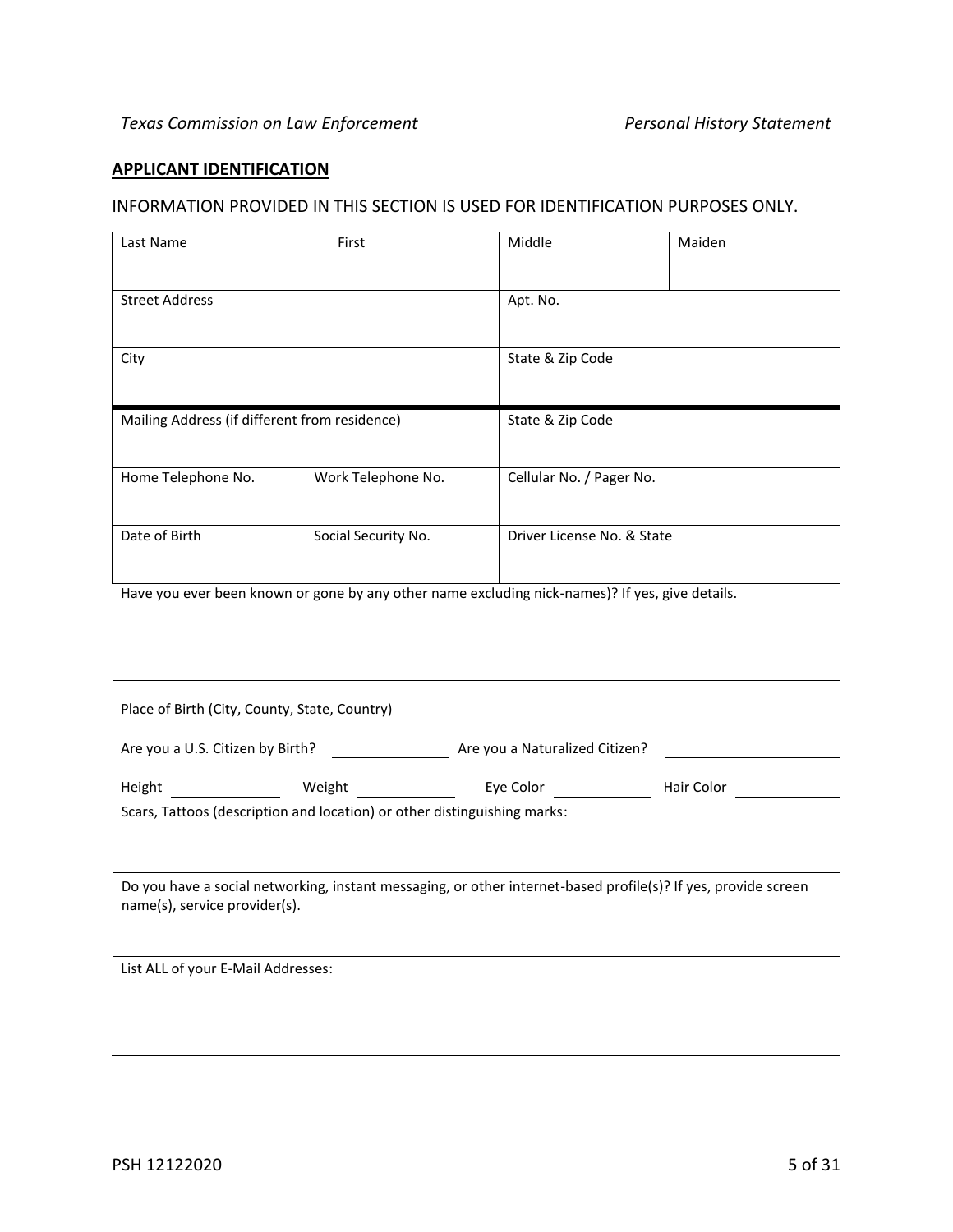## APPLICANT IDENTIFICATION

INFORMATION PROVIDED IN THIS SECTION IS USED FOR IDENTIFICATION PURPOSES ONLY.

| Last Name | First | Middle | Maiden |
|---|---|---|---|
| Street Address | | Apt. No. | |
| City | | State & Zip Code | |
| Mailing Address (if different from residence) | | State & Zip Code | |
| Home Telephone No. | Work Telephone No. | Cellular No. / Pager No. | |
| Date of Birth | Social Security No. | Driver License No. & State | |

Have you ever been known or gone by any other name excluding nick-names)? If yes, give details.

___

___

Place of Birth (City, County, State, Country) ____________________

Are you a U.S. Citizen by Birth? __________ Are you a Naturalized Citizen? __________

Height __________ Weight __________ Eye Color __________ Hair Color __________

Scars, Tattoos (description and location) or other distinguishing marks:

___

Do you have a social networking, instant messaging, or other internet-based profile(s)? If yes, provide screen name(s), service provider(s).

___

List ALL of your E-Mail Addresses:

___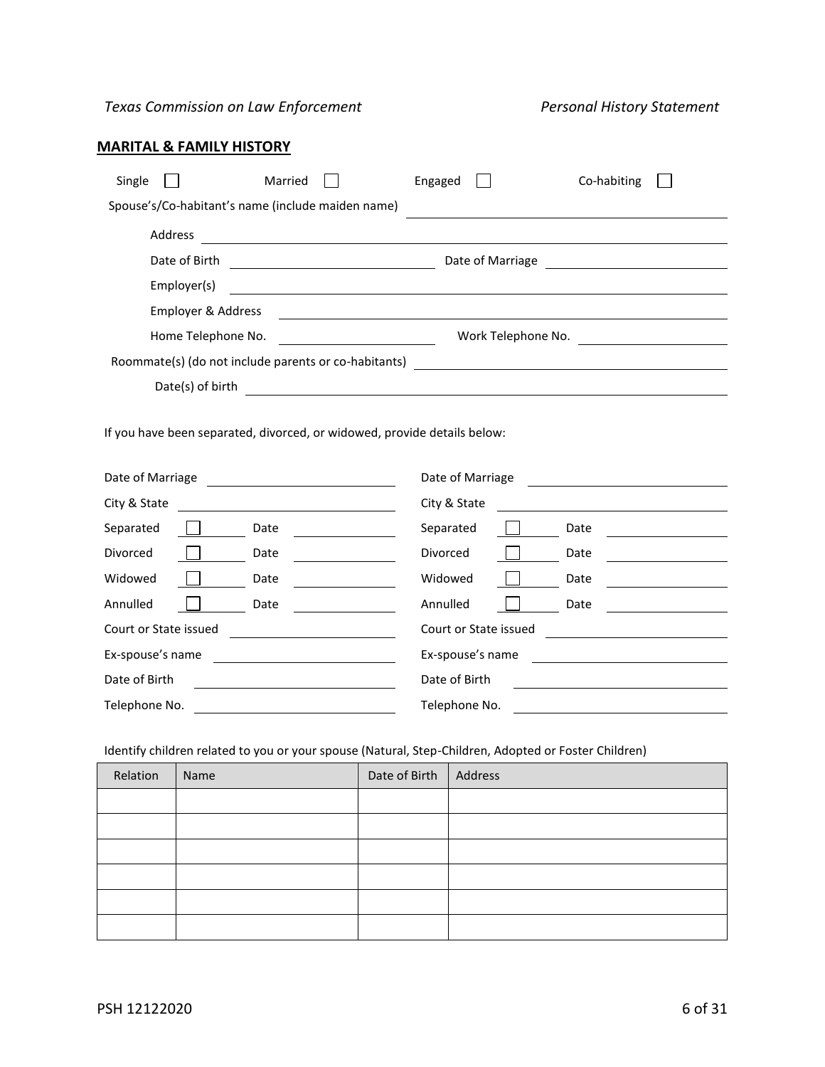## MARITAL & FAMILY HISTORY

Single ☐ Married ☐ Engaged ☐ Co-habiting ☐

Spouse's/Co-habitant's name (include maiden name) ______________________

Address ______________________

Date of Birth ______________ Date of Marriage ______________

Employer(s) ______________________

Employer & Address ______________________

Home Telephone No. ______________ Work Telephone No. ______________

Roommate(s) (do not include parents or co-habitants) ______________________

Date(s) of birth ______________________

If you have been separated, divorced, or widowed, provide details below:

| | |
|---|---|
| Date of Marriage ______________ | Date of Marriage ______________ |
| City & State ______________ | City & State ______________ |
| Separated ☐ Date ________ | Separated ☐ Date ________ |
| Divorced ☐ Date ________ | Divorced ☐ Date ________ |
| Widowed ☐ Date ________ | Widowed ☐ Date ________ |
| Annulled ☐ Date ________ | Annulled ☐ Date ________ |
| Court or State issued ______________ | Court or State issued ______________ |
| Ex-spouse's name ______________ | Ex-spouse's name ______________ |
| Date of Birth ______________ | Date of Birth ______________ |
| Telephone No. ______________ | Telephone No. ______________ |

Identify children related to you or your spouse (Natural, Step-Children, Adopted or Foster Children)

| Relation | Name | Date of Birth | Address |
|---|---|---|---|
| | | | |
| | | | |
| | | | |
| | | | |
| | | | |
| | | | |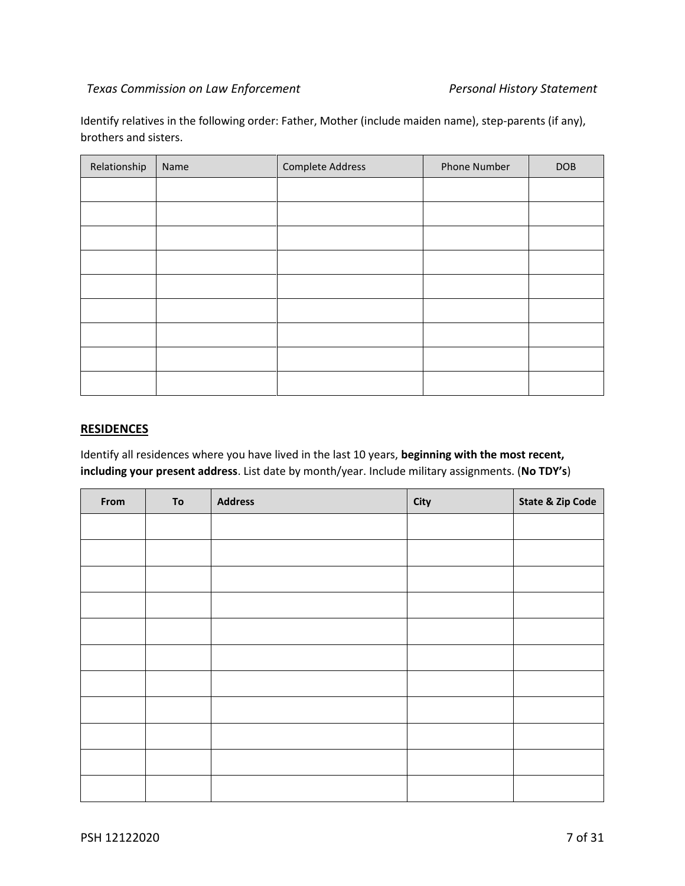Identify relatives in the following order: Father, Mother (include maiden name), step-parents (if any), brothers and sisters.

| Relationship | Name | Complete Address | Phone Number | DOB |
| --- | --- | --- | --- | --- |
| | | | | |
| | | | | |
| | | | | |
| | | | | |
| | | | | |
| | | | | |
| | | | | |
| | | | | |
| | | | | |

## RESIDENCES

Identify all residences where you have lived in the last 10 years, **beginning with the most recent, including your present address**. List date by month/year. Include military assignments. (**No TDY's**)

| From | To | Address | City | State & Zip Code |
| --- | --- | --- | --- | --- |
| | | | | |
| | | | | |
| | | | | |
| | | | | |
| | | | | |
| | | | | |
| | | | | |
| | | | | |
| | | | | |
| | | | | |
| | | | | |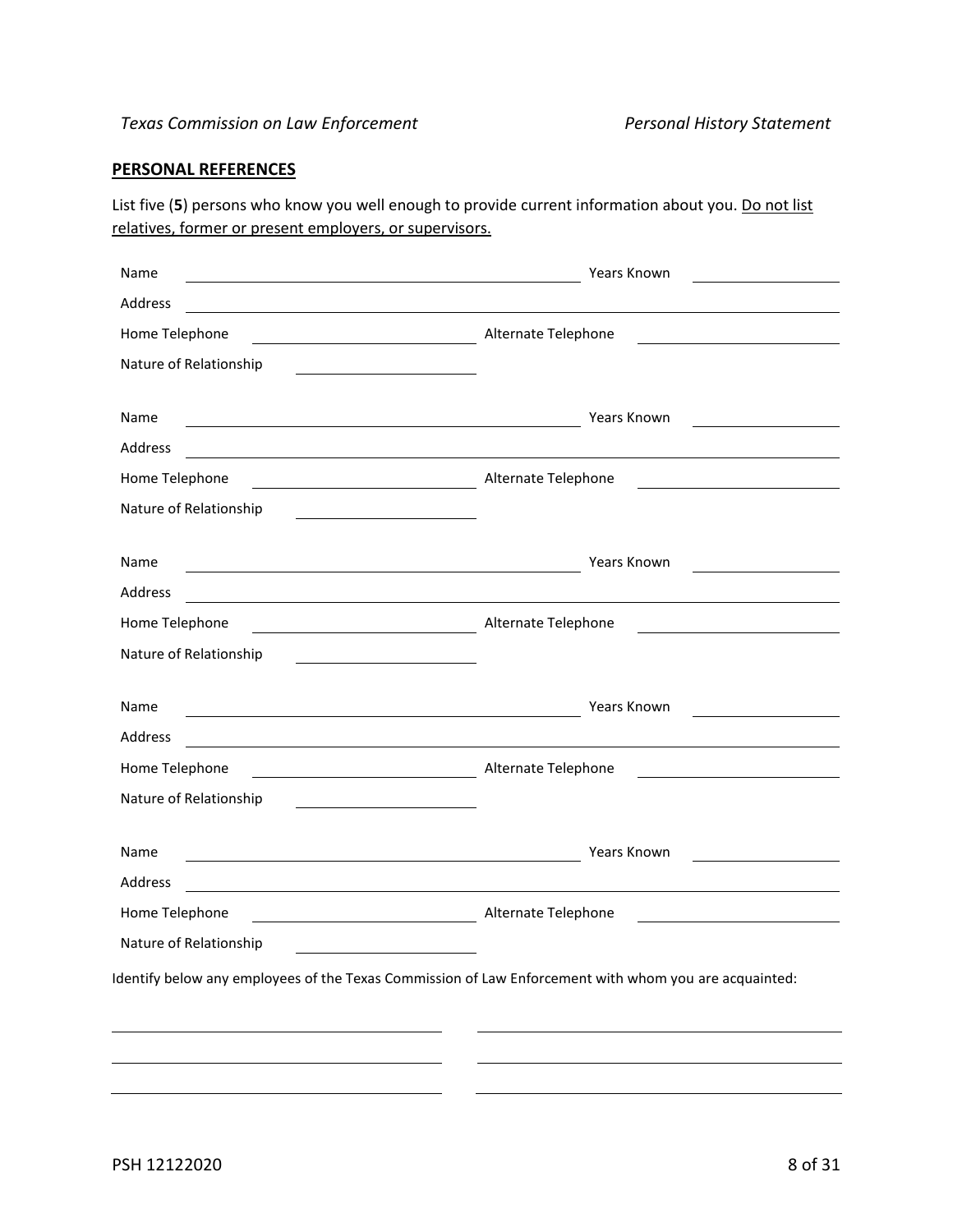## PERSONAL REFERENCES

List five (**5**) persons who know you well enough to provide current information about you. <u>Do not list relatives, former or present employers, or supervisors.</u>

Name \_\_\_\_\_\_\_\_\_\_\_\_\_\_\_\_\_\_\_\_ Years Known \_\_\_\_\_\_\_\_\_\_

Address \_\_\_\_\_\_\_\_\_\_\_\_\_\_\_\_\_\_\_\_

Home Telephone \_\_\_\_\_\_\_\_\_\_ Alternate Telephone \_\_\_\_\_\_\_\_\_\_

Nature of Relationship \_\_\_\_\_\_\_\_\_\_

Name \_\_\_\_\_\_\_\_\_\_\_\_\_\_\_\_\_\_\_\_ Years Known \_\_\_\_\_\_\_\_\_\_

Address \_\_\_\_\_\_\_\_\_\_\_\_\_\_\_\_\_\_\_\_

Home Telephone \_\_\_\_\_\_\_\_\_\_ Alternate Telephone \_\_\_\_\_\_\_\_\_\_

Nature of Relationship \_\_\_\_\_\_\_\_\_\_

Name \_\_\_\_\_\_\_\_\_\_\_\_\_\_\_\_\_\_\_\_ Years Known \_\_\_\_\_\_\_\_\_\_

Address \_\_\_\_\_\_\_\_\_\_\_\_\_\_\_\_\_\_\_\_

Home Telephone \_\_\_\_\_\_\_\_\_\_ Alternate Telephone \_\_\_\_\_\_\_\_\_\_

Nature of Relationship \_\_\_\_\_\_\_\_\_\_

Name \_\_\_\_\_\_\_\_\_\_\_\_\_\_\_\_\_\_\_\_ Years Known \_\_\_\_\_\_\_\_\_\_

Address \_\_\_\_\_\_\_\_\_\_\_\_\_\_\_\_\_\_\_\_

Home Telephone \_\_\_\_\_\_\_\_\_\_ Alternate Telephone \_\_\_\_\_\_\_\_\_\_

Nature of Relationship \_\_\_\_\_\_\_\_\_\_

Name \_\_\_\_\_\_\_\_\_\_\_\_\_\_\_\_\_\_\_\_ Years Known \_\_\_\_\_\_\_\_\_\_

Address \_\_\_\_\_\_\_\_\_\_\_\_\_\_\_\_\_\_\_\_

Home Telephone \_\_\_\_\_\_\_\_\_\_ Alternate Telephone \_\_\_\_\_\_\_\_\_\_

Nature of Relationship \_\_\_\_\_\_\_\_\_\_

Identify below any employees of the Texas Commission of Law Enforcement with whom you are acquainted:

\_\_\_\_\_\_\_\_\_\_\_\_\_\_\_\_\_\_\_\_ \_\_\_\_\_\_\_\_\_\_\_\_\_\_\_\_\_\_\_\_

\_\_\_\_\_\_\_\_\_\_\_\_\_\_\_\_\_\_\_\_ \_\_\_\_\_\_\_\_\_\_\_\_\_\_\_\_\_\_\_\_

\_\_\_\_\_\_\_\_\_\_\_\_\_\_\_\_\_\_\_\_ \_\_\_\_\_\_\_\_\_\_\_\_\_\_\_\_\_\_\_\_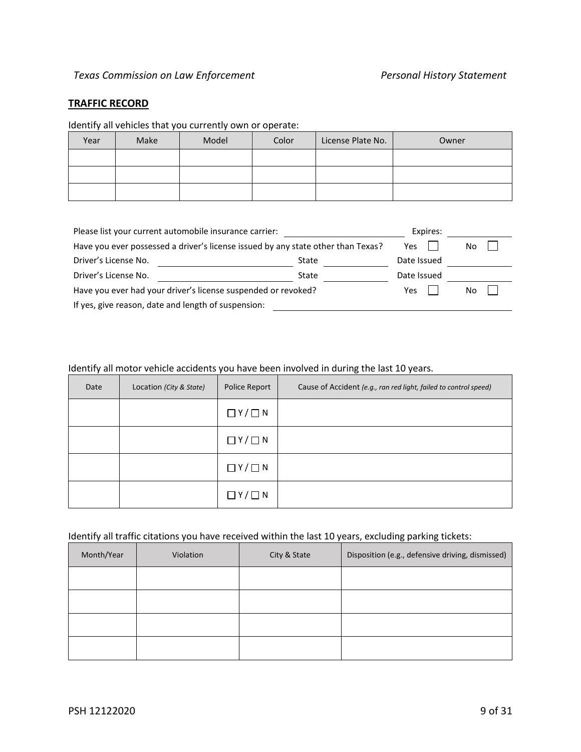## TRAFFIC RECORD

Identify all vehicles that you currently own or operate:

| Year | Make | Model | Color | License Plate No. | Owner |
| --- | --- | --- | --- | --- | --- |
| | | | | | |
| | | | | | |
| | | | | | |

Please list your current automobile insurance carrier: \_\_\_\_\_\_\_\_\_\_\_\_\_\_\_\_\_\_\_\_ Expires: \_\_\_\_\_\_\_\_\_\_

Have you ever possessed a driver's license issued by any state other than Texas? Yes ☐ No ☐

Driver's License No. \_\_\_\_\_\_\_\_\_\_\_\_\_\_\_\_\_\_\_\_ State \_\_\_\_\_\_\_\_\_\_ Date Issued \_\_\_\_\_\_\_\_\_\_

Driver's License No. \_\_\_\_\_\_\_\_\_\_\_\_\_\_\_\_\_\_\_\_ State \_\_\_\_\_\_\_\_\_\_ Date Issued \_\_\_\_\_\_\_\_\_\_

Have you ever had your driver's license suspended or revoked? Yes ☐ No ☐

If yes, give reason, date and length of suspension: \_\_\_\_\_\_\_\_\_\_\_\_\_\_\_\_\_\_\_\_\_\_\_\_\_\_\_\_\_\_

Identify all motor vehicle accidents you have been involved in during the last 10 years.

| Date | Location *(City & State)* | Police Report | Cause of Accident *(e.g., ran red light, failed to control speed)* |
| --- | --- | --- | --- |
| | | ☐ Y / ☐ N | |
| | | ☐ Y / ☐ N | |
| | | ☐ Y / ☐ N | |
| | | ☐ Y / ☐ N | |

Identify all traffic citations you have received within the last 10 years, excluding parking tickets:

| Month/Year | Violation | City & State | Disposition (e.g., defensive driving, dismissed) |
| --- | --- | --- | --- |
| | | | |
| | | | |
| | | | |
| | | | |

PSH 12122020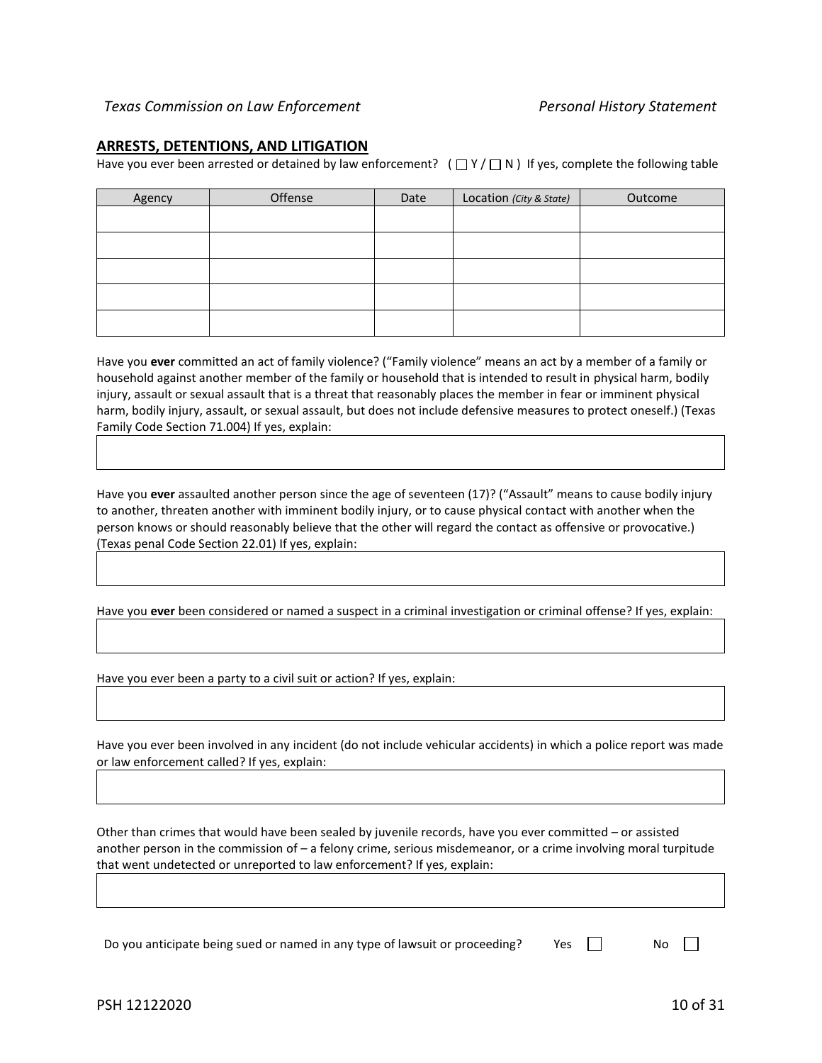## ARRESTS, DETENTIONS, AND LITIGATION

Have you ever been arrested or detained by law enforcement? ( ☐ Y / ☐ N ) If yes, complete the following table

| Agency | Offense | Date | Location *(City & State)* | Outcome |
|---|---|---|---|---|
| | | | | |
| | | | | |
| | | | | |
| | | | | |
| | | | | |

Have you **ever** committed an act of family violence? ("Family violence" means an act by a member of a family or household against another member of the family or household that is intended to result in physical harm, bodily injury, assault or sexual assault that is a threat that reasonably places the member in fear or imminent physical harm, bodily injury, assault, or sexual assault, but does not include defensive measures to protect oneself.) (Texas Family Code Section 71.004) If yes, explain:

Have you **ever** assaulted another person since the age of seventeen (17)? ("Assault" means to cause bodily injury to another, threaten another with imminent bodily injury, or to cause physical contact with another when the person knows or should reasonably believe that the other will regard the contact as offensive or provocative.) (Texas penal Code Section 22.01) If yes, explain:

Have you **ever** been considered or named a suspect in a criminal investigation or criminal offense? If yes, explain:

Have you ever been a party to a civil suit or action? If yes, explain:

Have you ever been involved in any incident (do not include vehicular accidents) in which a police report was made or law enforcement called? If yes, explain:

Other than crimes that would have been sealed by juvenile records, have you ever committed – or assisted another person in the commission of – a felony crime, serious misdemeanor, or a crime involving moral turpitude that went undetected or unreported to law enforcement? If yes, explain:

Do you anticipate being sued or named in any type of lawsuit or proceeding? Yes ☐ No ☐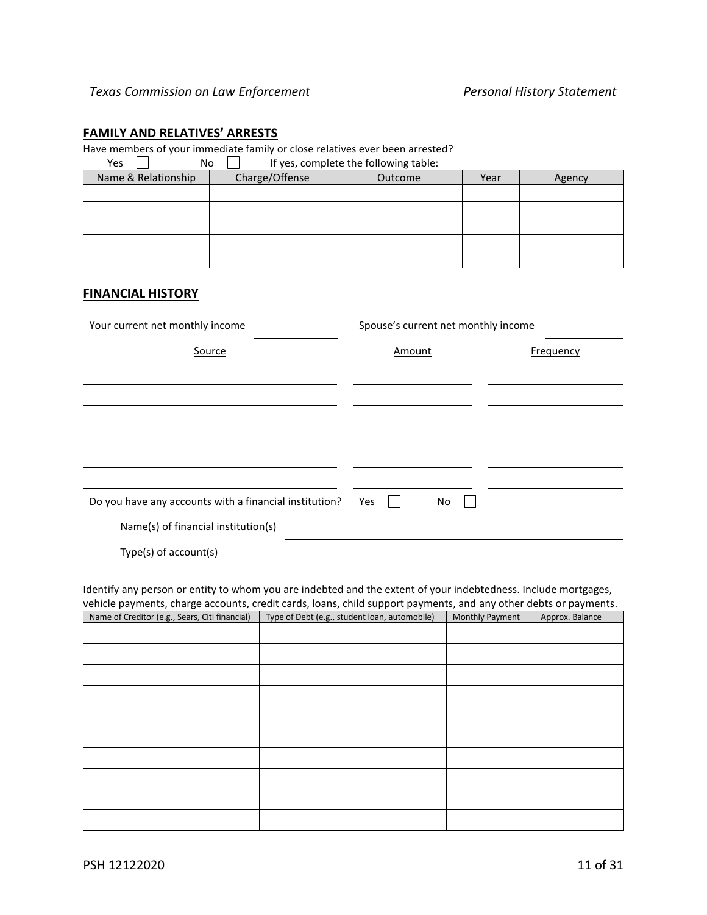## FAMILY AND RELATIVES' ARRESTS

Have members of your immediate family or close relatives ever been arrested?

Yes ☐ No ☐ If yes, complete the following table:

| Name & Relationship | Charge/Offense | Outcome | Year | Agency |
|---|---|---|---|---|
| | | | | |
| | | | | |
| | | | | |
| | | | | |
| | | | | |

## FINANCIAL HISTORY

Your current net monthly income \_\_\_\_\_\_\_\_\_\_ Spouse's current net monthly income \_\_\_\_\_\_\_\_\_\_

| Source | Amount | Frequency |
|---|---|---|
| | | |
| | | |
| | | |
| | | |
| | | |
| | | |

Do you have any accounts with a financial institution? Yes ☐ No ☐

Name(s) of financial institution(s) \_\_\_\_\_\_\_\_\_\_\_\_\_\_\_\_\_\_\_\_

Type(s) of account(s) \_\_\_\_\_\_\_\_\_\_\_\_\_\_\_\_\_\_\_\_

Identify any person or entity to whom you are indebted and the extent of your indebtedness. Include mortgages, vehicle payments, charge accounts, credit cards, loans, child support payments, and any other debts or payments.

| Name of Creditor (e.g., Sears, Citi financial) | Type of Debt (e.g., student loan, automobile) | Monthly Payment | Approx. Balance |
|---|---|---|---|
| | | | |
| | | | |
| | | | |
| | | | |
| | | | |
| | | | |
| | | | |
| | | | |
| | | | |
| | | | |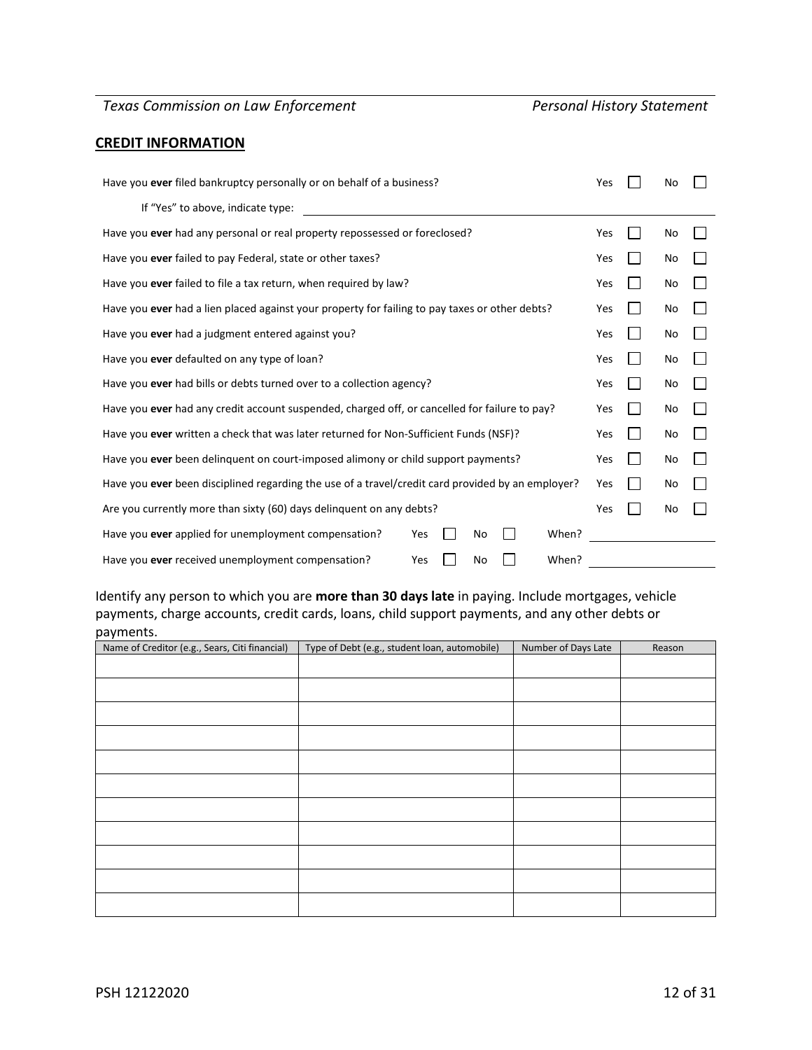## CREDIT INFORMATION

| | | |
|---|---|---|
| Have you **ever** filed bankruptcy personally or on behalf of a business? | Yes ☐ | No ☐ |
| If "Yes" to above, indicate type: ______________________ | | |
| Have you **ever** had any personal or real property repossessed or foreclosed? | Yes ☐ | No ☐ |
| Have you **ever** failed to pay Federal, state or other taxes? | Yes ☐ | No ☐ |
| Have you **ever** failed to file a tax return, when required by law? | Yes ☐ | No ☐ |
| Have you **ever** had a lien placed against your property for failing to pay taxes or other debts? | Yes ☐ | No ☐ |
| Have you **ever** had a judgment entered against you? | Yes ☐ | No ☐ |
| Have you **ever** defaulted on any type of loan? | Yes ☐ | No ☐ |
| Have you **ever** had bills or debts turned over to a collection agency? | Yes ☐ | No ☐ |
| Have you **ever** had any credit account suspended, charged off, or cancelled for failure to pay? | Yes ☐ | No ☐ |
| Have you **ever** written a check that was later returned for Non-Sufficient Funds (NSF)? | Yes ☐ | No ☐ |
| Have you **ever** been delinquent on court-imposed alimony or child support payments? | Yes ☐ | No ☐ |
| Have you **ever** been disciplined regarding the use of a travel/credit card provided by an employer? | Yes ☐ | No ☐ |
| Are you currently more than sixty (60) days delinquent on any debts? | Yes ☐ | No ☐ |

Have you **ever** applied for unemployment compensation? Yes ☐ No ☐ When? ______________________

Have you **ever** received unemployment compensation? Yes ☐ No ☐ When? ______________________

Identify any person to which you are **more than 30 days late** in paying. Include mortgages, vehicle payments, charge accounts, credit cards, loans, child support payments, and any other debts or payments.

| Name of Creditor (e.g., Sears, Citi financial) | Type of Debt (e.g., student loan, automobile) | Number of Days Late | Reason |
|---|---|---|---|
| | | | |
| | | | |
| | | | |
| | | | |
| | | | |
| | | | |
| | | | |
| | | | |
| | | | |
| | | | |
| | | | |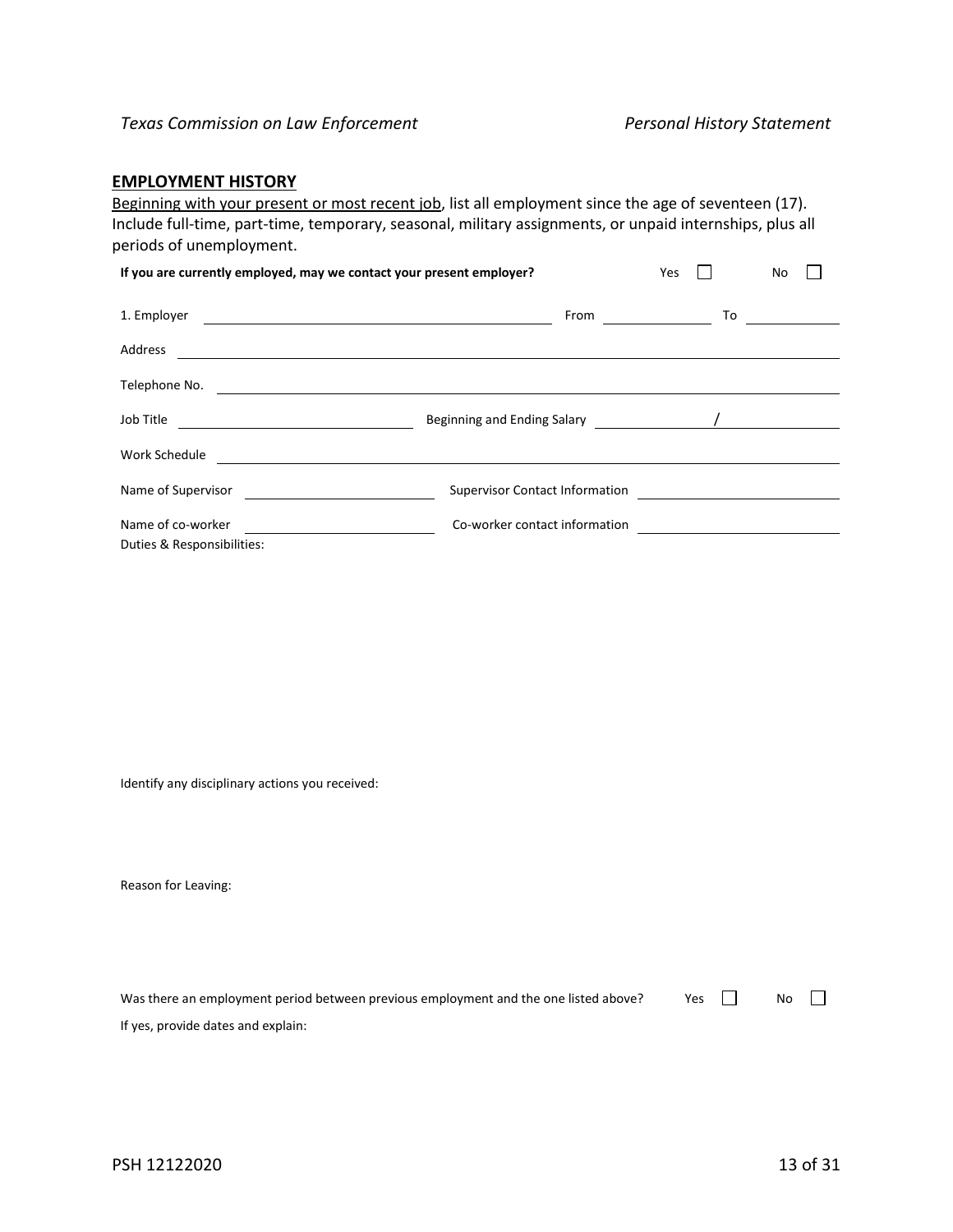## EMPLOYMENT HISTORY

Beginning with your present or most recent job, list all employment since the age of seventeen (17). Include full-time, part-time, temporary, seasonal, military assignments, or unpaid internships, plus all periods of unemployment.

**If you are currently employed, may we contact your present employer?** Yes ☐ No ☐

1. Employer ______________________ From ____________ To ____________

Address ______________________________________________

Telephone No. ______________________________________________

Job Title ____________________ Beginning and Ending Salary ____________ / ____________

Work Schedule ______________________________________________

Name of Supervisor ____________________ Supervisor Contact Information ____________________

Name of co-worker ____________________ Co-worker contact information ____________________

Duties & Responsibilities:

Identify any disciplinary actions you received:

Reason for Leaving:

Was there an employment period between previous employment and the one listed above? Yes ☐ No ☐

If yes, provide dates and explain: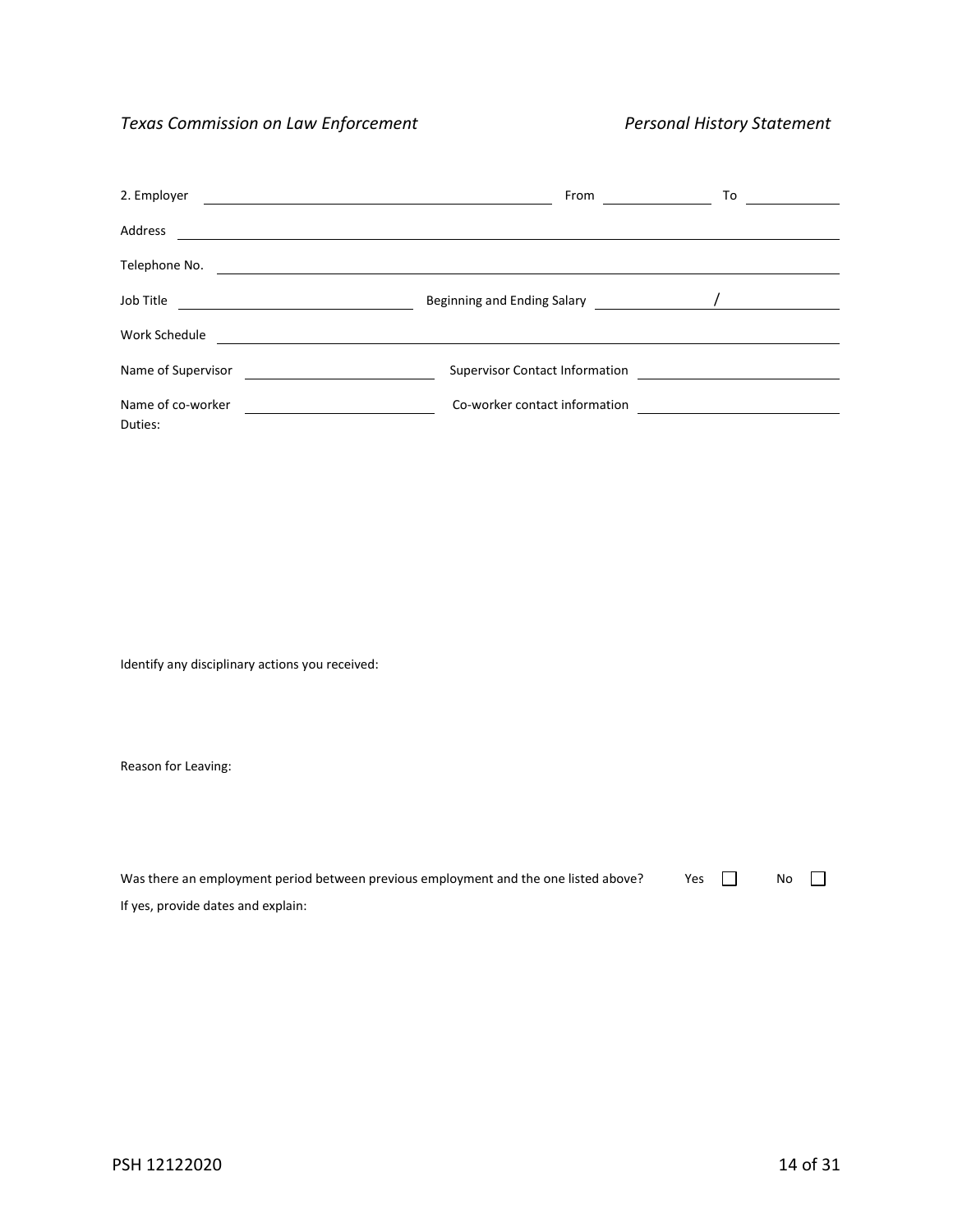2. Employer ______________________________ From ____________ To ____________

Address ______________________________________________________________

Telephone No. __________________________________________________________

Job Title ______________________ Beginning and Ending Salary ____________ / ____________

Work Schedule __________________________________________________________

Name of Supervisor ____________________ Supervisor Contact Information ____________________

Name of co-worker ____________________ Co-worker contact information ____________________

Duties:

Identify any disciplinary actions you received:

Reason for Leaving:

Was there an employment period between previous employment and the one listed above? Yes ☐ No ☐

If yes, provide dates and explain: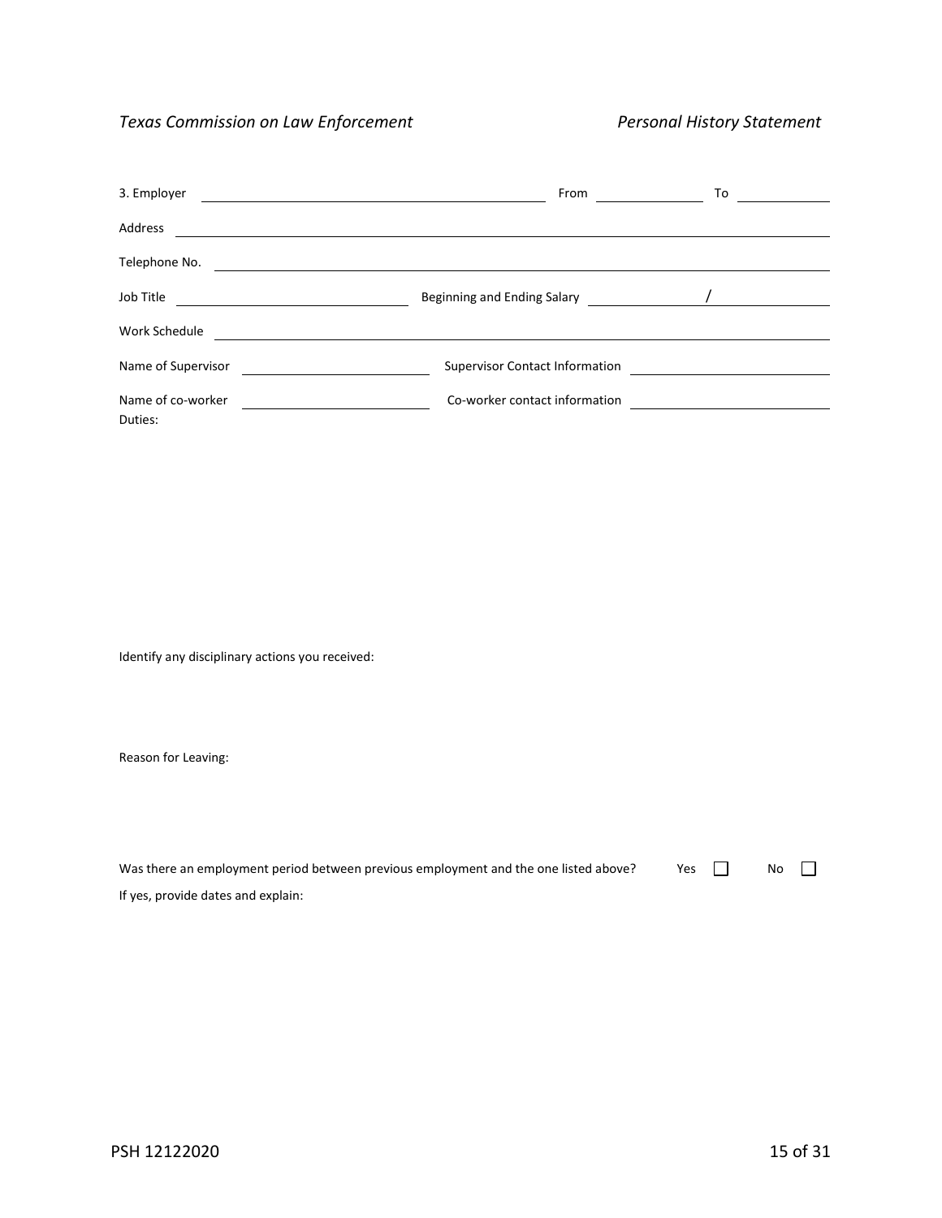3. Employer ______________________________ From ____________ To ____________

Address ____________________________________________________________

Telephone No. ____________________________________________________________

Job Title ______________________ Beginning and Ending Salary ____________ / ____________

Work Schedule ____________________________________________________________

Name of Supervisor ____________________ Supervisor Contact Information ____________________

Name of co-worker ____________________ Co-worker contact information ____________________

Duties:

Identify any disciplinary actions you received:

Reason for Leaving:

Was there an employment period between previous employment and the one listed above? Yes ☐ No ☐

If yes, provide dates and explain: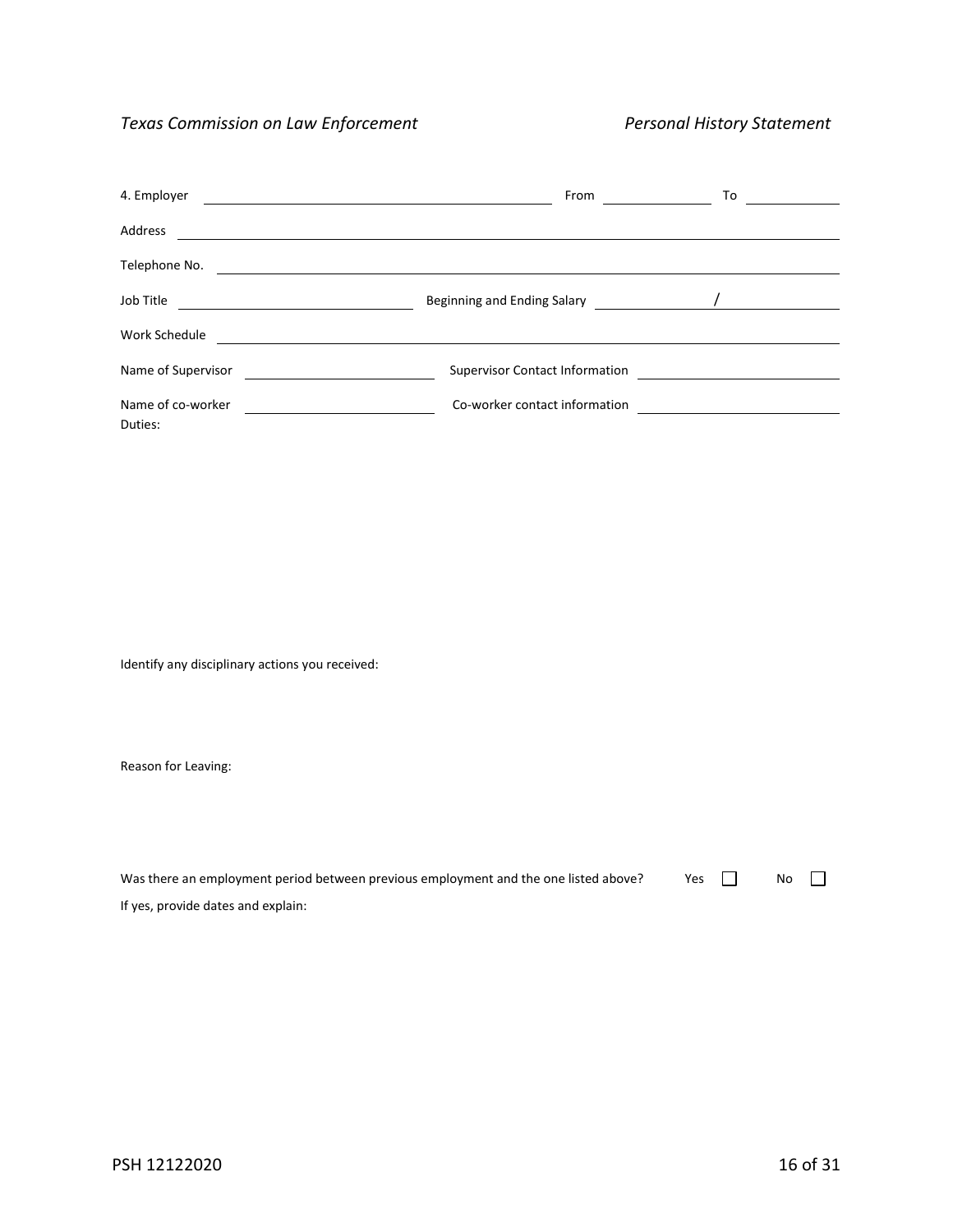4. Employer ______________________________ From ____________ To ____________

Address ______________________________________________________________

Telephone No. _________________________________________________________

Job Title ____________________ Beginning and Ending Salary ____________ / ____________

Work Schedule _________________________________________________________

Name of Supervisor ____________________ Supervisor Contact Information ____________________

Name of co-worker ____________________ Co-worker contact information ____________________

Duties:

Identify any disciplinary actions you received:

Reason for Leaving:

Was there an employment period between previous employment and the one listed above? Yes ☐ No ☐

If yes, provide dates and explain: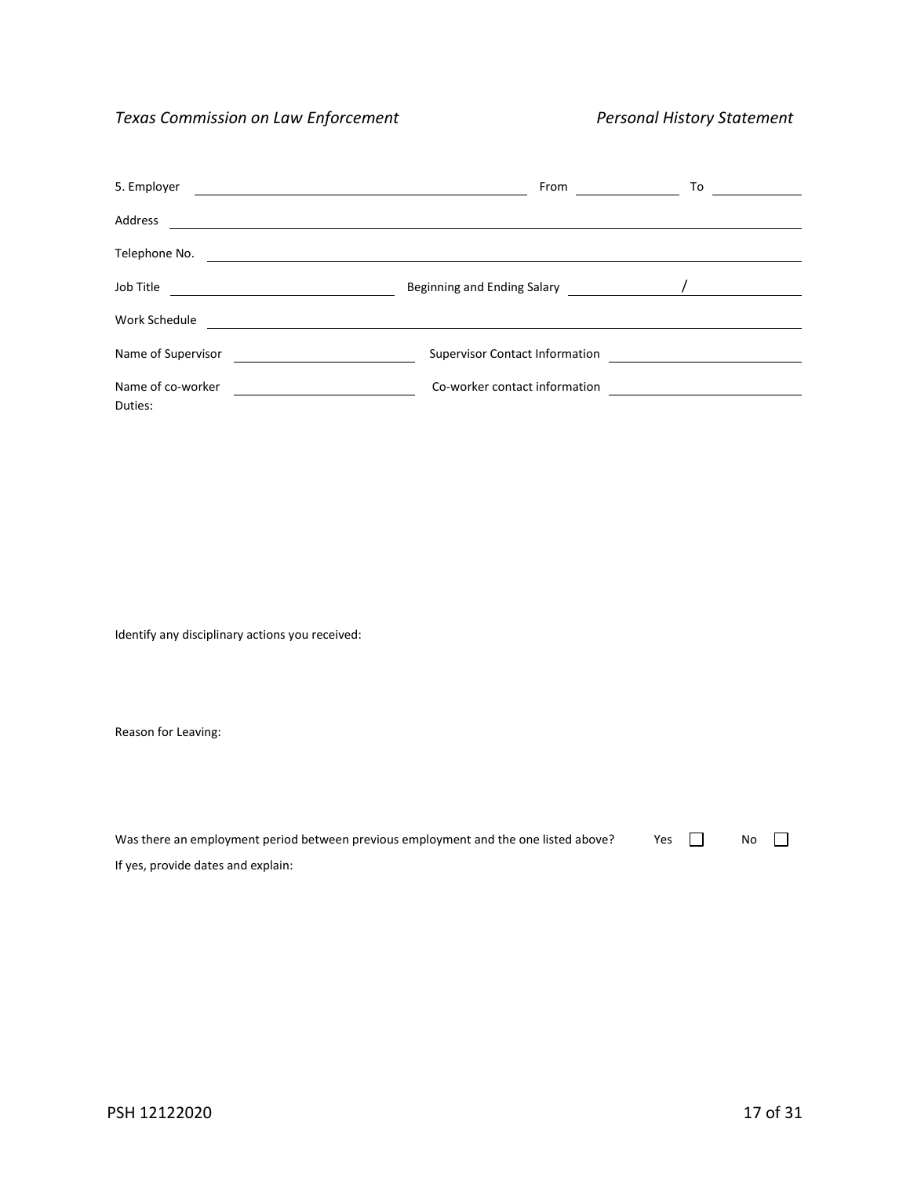5. Employer ______________________________ From ____________ To ____________

Address ______________________________________________________________

Telephone No. __________________________________________________________

Job Title ______________________ Beginning and Ending Salary ____________ / ____________

Work Schedule __________________________________________________________

Name of Supervisor ____________________ Supervisor Contact Information ____________________

Name of co-worker ____________________ Co-worker contact information ____________________

Duties:

Identify any disciplinary actions you received:

Reason for Leaving:

Was there an employment period between previous employment and the one listed above? Yes ☐ No ☐

If yes, provide dates and explain: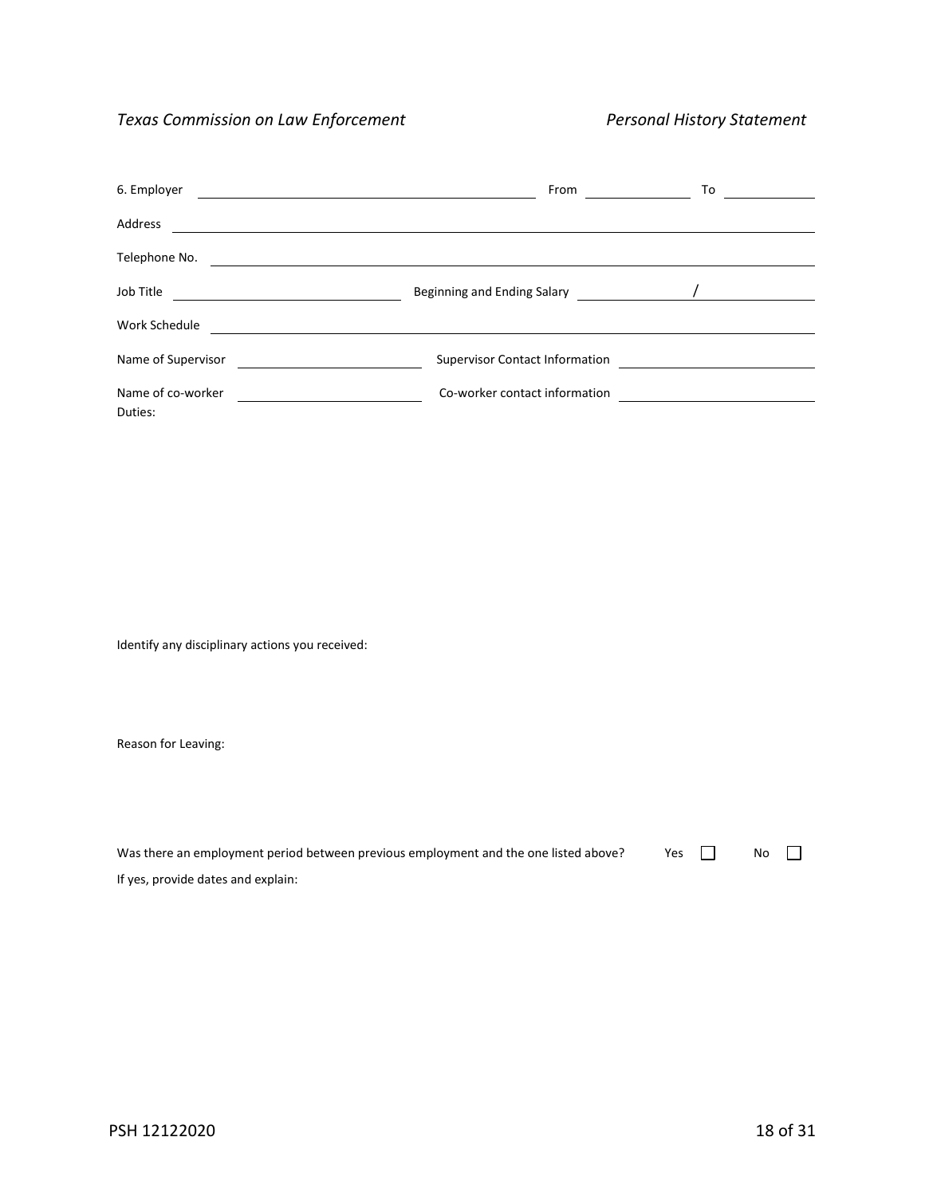6. Employer \_\_\_\_\_\_\_\_\_\_\_\_\_\_\_\_\_\_\_\_ From \_\_\_\_\_\_\_\_ To \_\_\_\_\_\_\_\_

Address \_\_\_\_\_\_\_\_\_\_\_\_\_\_\_\_\_\_\_\_\_\_\_\_\_\_\_\_\_\_\_\_\_\_\_\_\_\_\_\_

Telephone No. \_\_\_\_\_\_\_\_\_\_\_\_\_\_\_\_\_\_\_\_\_\_\_\_\_\_\_\_\_\_\_\_\_\_\_\_\_\_\_\_

Job Title \_\_\_\_\_\_\_\_\_\_\_\_\_\_\_\_ Beginning and Ending Salary \_\_\_\_\_\_\_\_ / \_\_\_\_\_\_\_\_

Work Schedule \_\_\_\_\_\_\_\_\_\_\_\_\_\_\_\_\_\_\_\_\_\_\_\_\_\_\_\_\_\_\_\_\_\_\_\_\_\_\_\_

Name of Supervisor \_\_\_\_\_\_\_\_\_\_\_\_\_\_\_\_ Supervisor Contact Information \_\_\_\_\_\_\_\_\_\_\_\_\_\_\_\_

Name of co-worker \_\_\_\_\_\_\_\_\_\_\_\_\_\_\_\_ Co-worker contact information \_\_\_\_\_\_\_\_\_\_\_\_\_\_\_\_

Duties:

Identify any disciplinary actions you received:

Reason for Leaving:

Was there an employment period between previous employment and the one listed above? Yes ☐ No ☐

If yes, provide dates and explain: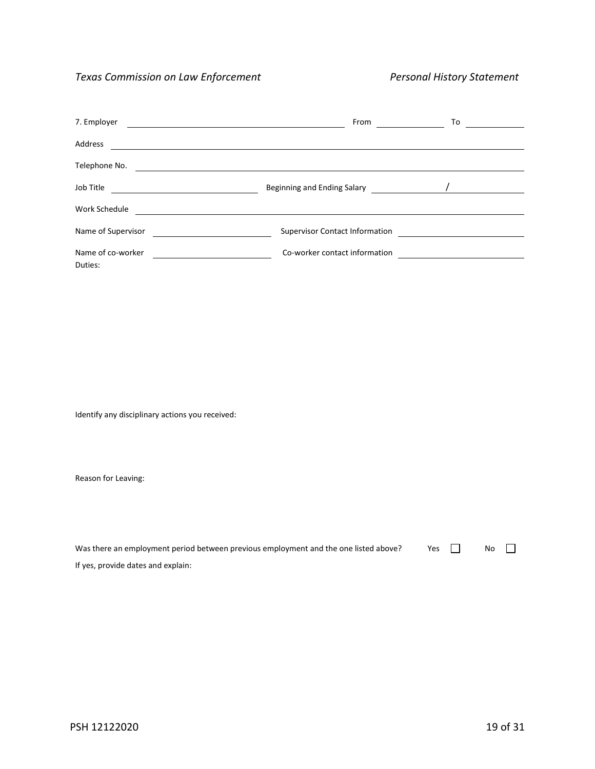7. Employer ______________________________ From __________ To __________

Address ______________________________________________________________

Telephone No. _________________________________________________________

Job Title ____________________ Beginning and Ending Salary __________ / __________

Work Schedule ________________________________________________________

Name of Supervisor ____________________ Supervisor Contact Information ____________________

Name of co-worker ____________________ Co-worker contact information ____________________

Duties:

Identify any disciplinary actions you received:

Reason for Leaving:

Was there an employment period between previous employment and the one listed above? Yes ☐ No ☐

If yes, provide dates and explain: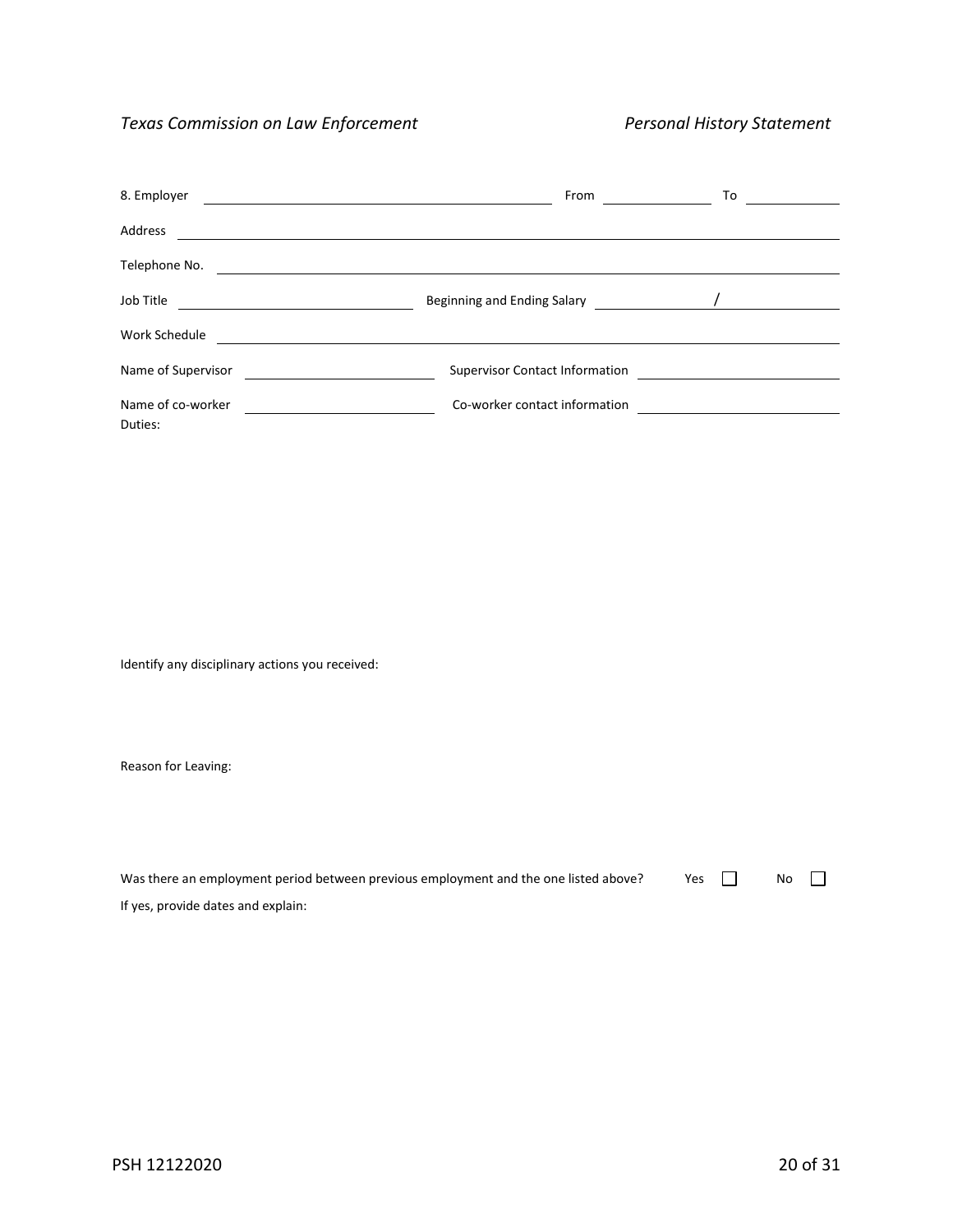8. Employer ______________________________ From ____________ To ____________

Address ______________________________________________________________

Telephone No. __________________________________________________________

Job Title ______________________ Beginning and Ending Salary ____________ / ____________

Work Schedule __________________________________________________________

Name of Supervisor ____________________ Supervisor Contact Information ____________________

Name of co-worker ____________________ Co-worker contact information ____________________

Duties:

Identify any disciplinary actions you received:

Reason for Leaving:

Was there an employment period between previous employment and the one listed above? Yes ☐ No ☐

If yes, provide dates and explain: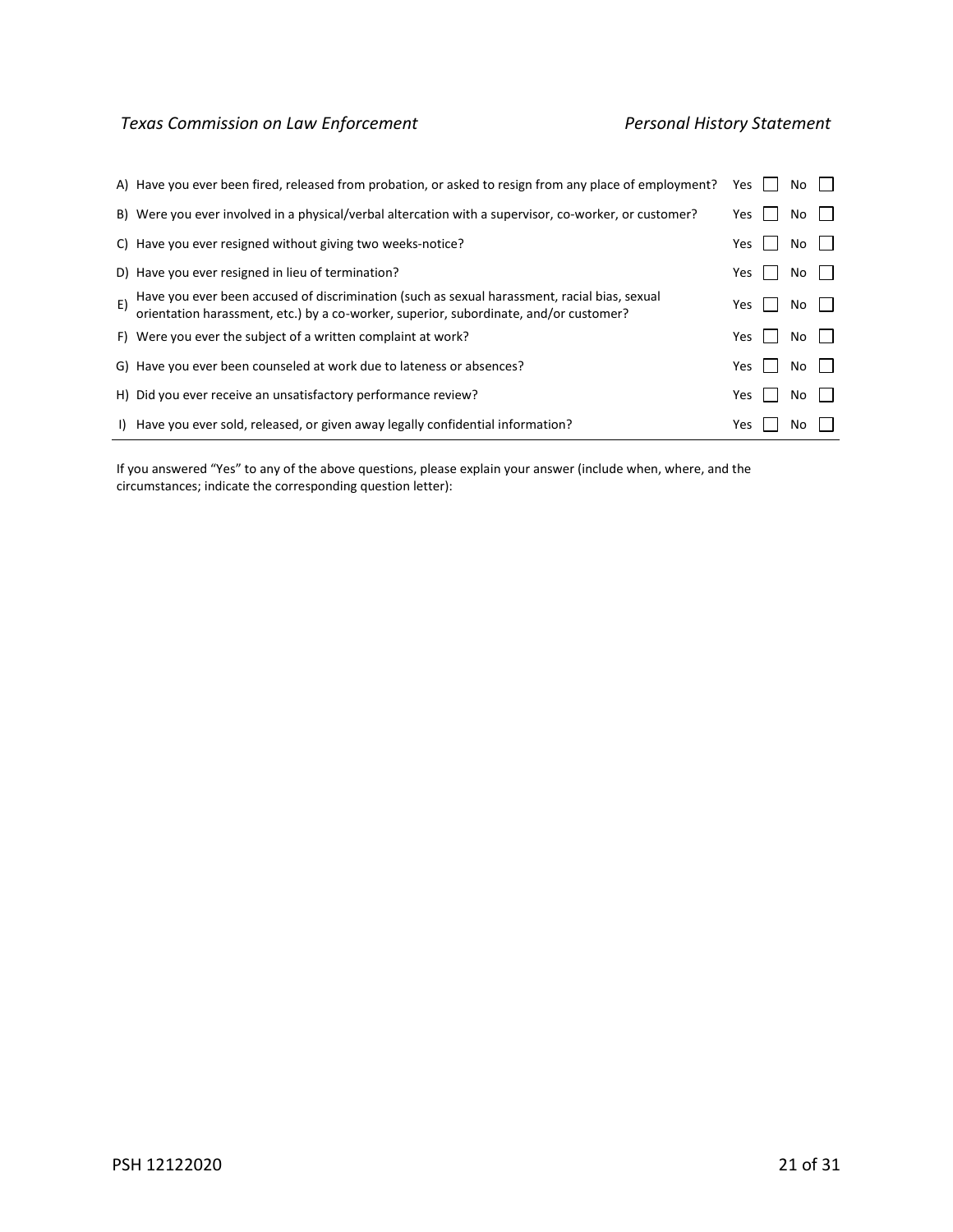| | Question | Yes | No |
|---|---|---|---|
| A) | Have you ever been fired, released from probation, or asked to resign from any place of employment? | ☐ | ☐ |
| B) | Were you ever involved in a physical/verbal altercation with a supervisor, co-worker, or customer? | ☐ | ☐ |
| C) | Have you ever resigned without giving two weeks-notice? | ☐ | ☐ |
| D) | Have you ever resigned in lieu of termination? | ☐ | ☐ |
| E) | Have you ever been accused of discrimination (such as sexual harassment, racial bias, sexual orientation harassment, etc.) by a co-worker, superior, subordinate, and/or customer? | ☐ | ☐ |
| F) | Were you ever the subject of a written complaint at work? | ☐ | ☐ |
| G) | Have you ever been counseled at work due to lateness or absences? | ☐ | ☐ |
| H) | Did you ever receive an unsatisfactory performance review? | ☐ | ☐ |
| I) | Have you ever sold, released, or given away legally confidential information? | ☐ | ☐ |

If you answered "Yes" to any of the above questions, please explain your answer (include when, where, and the circumstances; indicate the corresponding question letter):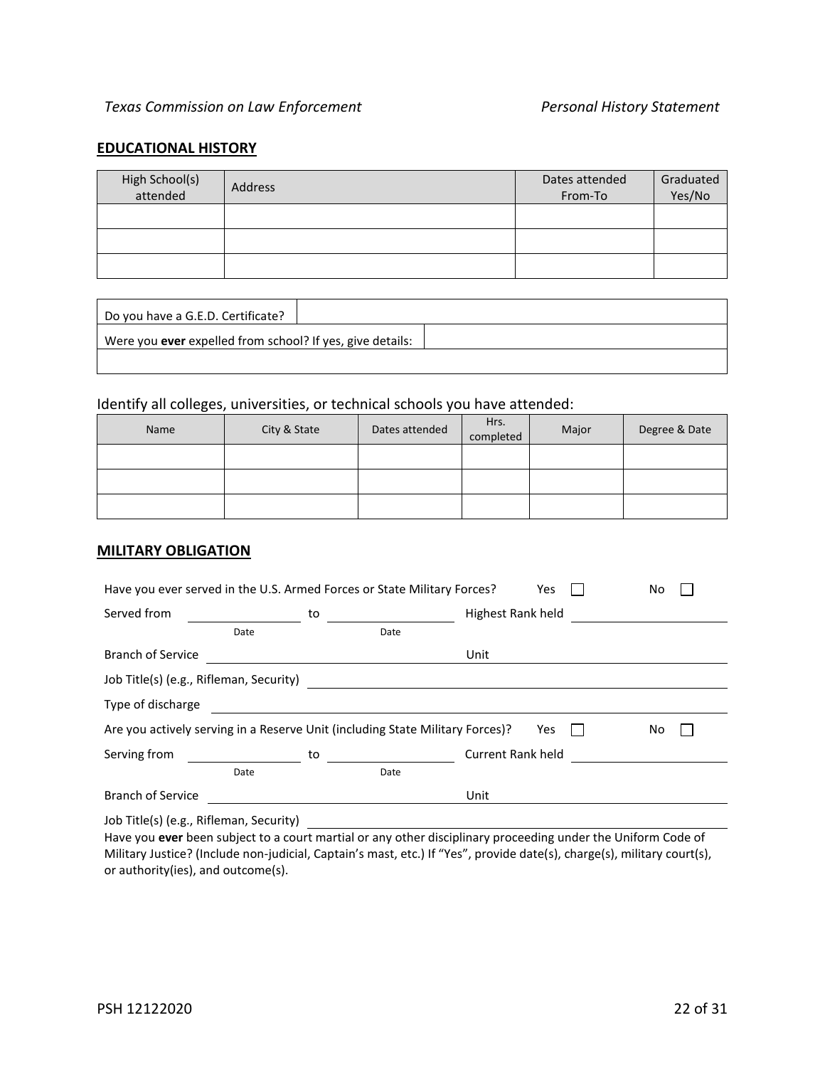## EDUCATIONAL HISTORY

| High School(s) attended | Address | Dates attended From-To | Graduated Yes/No |
|---|---|---|---|
| | | | |
| | | | |
| | | | |

| | |
|---|---|
| Do you have a G.E.D. Certificate? | |
| Were you **ever** expelled from school? If yes, give details: | |
| | |

Identify all colleges, universities, or technical schools you have attended:

| Name | City & State | Dates attended | Hrs. completed | Major | Degree & Date |
|---|---|---|---|---|---|
| | | | | | |
| | | | | | |
| | | | | | |

## MILITARY OBLIGATION

Have you ever served in the U.S. Armed Forces or State Military Forces? Yes ☐ No ☐

Served from ________________ to ________________ Highest Rank held ________________
Date Date

Branch of Service ________________ Unit ________________

Job Title(s) (e.g., Rifleman, Security) ________________

Type of discharge ________________

Are you actively serving in a Reserve Unit (including State Military Forces)? Yes ☐ No ☐

Serving from ________________ to ________________ Current Rank held ________________
Date Date

Branch of Service ________________ Unit ________________

Job Title(s) (e.g., Rifleman, Security) ________________

Have you **ever** been subject to a court martial or any other disciplinary proceeding under the Uniform Code of Military Justice? (Include non-judicial, Captain's mast, etc.) If "Yes", provide date(s), charge(s), military court(s), or authority(ies), and outcome(s).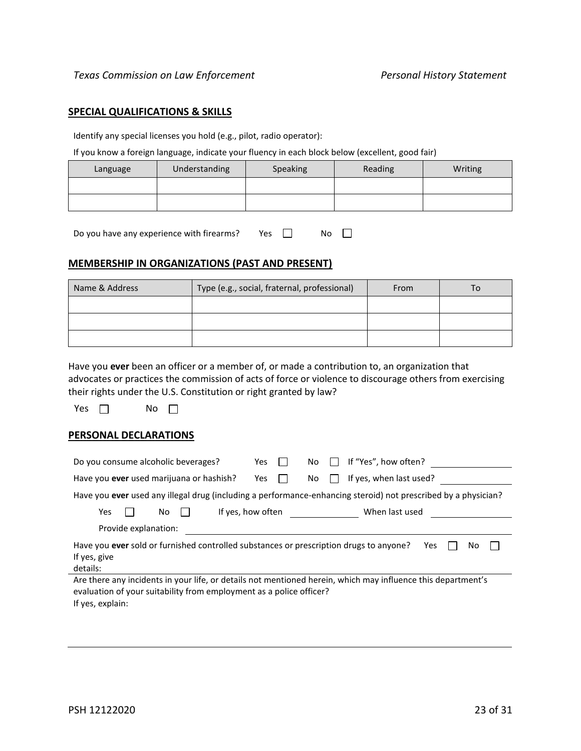## SPECIAL QUALIFICATIONS & SKILLS

Identify any special licenses you hold (e.g., pilot, radio operator):

If you know a foreign language, indicate your fluency in each block below (excellent, good fair)

| Language | Understanding | Speaking | Reading | Writing |
|---|---|---|---|---|
| | | | | |
| | | | | |

Do you have any experience with firearms? Yes ☐ No ☐

## MEMBERSHIP IN ORGANIZATIONS (PAST AND PRESENT)

| Name & Address | Type (e.g., social, fraternal, professional) | From | To |
|---|---|---|---|
| | | | |
| | | | |
| | | | |

Have you **ever** been an officer or a member of, or made a contribution to, an organization that advocates or practices the commission of acts of force or violence to discourage others from exercising their rights under the U.S. Constitution or right granted by law?

Yes ☐ No ☐

## PERSONAL DECLARATIONS

Do you consume alcoholic beverages? Yes ☐ No ☐ If "Yes", how often? \_\_\_\_\_\_\_\_\_\_

Have you **ever** used marijuana or hashish? Yes ☐ No ☐ If yes, when last used? \_\_\_\_\_\_\_\_\_\_

Have you **ever** used any illegal drug (including a performance-enhancing steroid) not prescribed by a physician?

Yes ☐ No ☐ If yes, how often \_\_\_\_\_\_\_\_\_\_ When last used \_\_\_\_\_\_\_\_\_\_

Provide explanation: \_\_\_\_\_\_\_\_\_\_

Have you **ever** sold or furnished controlled substances or prescription drugs to anyone? Yes ☐ No ☐

If yes, give details:

Are there any incidents in your life, or details not mentioned herein, which may influence this department's evaluation of your suitability from employment as a police officer?

If yes, explain:

PSH 12122020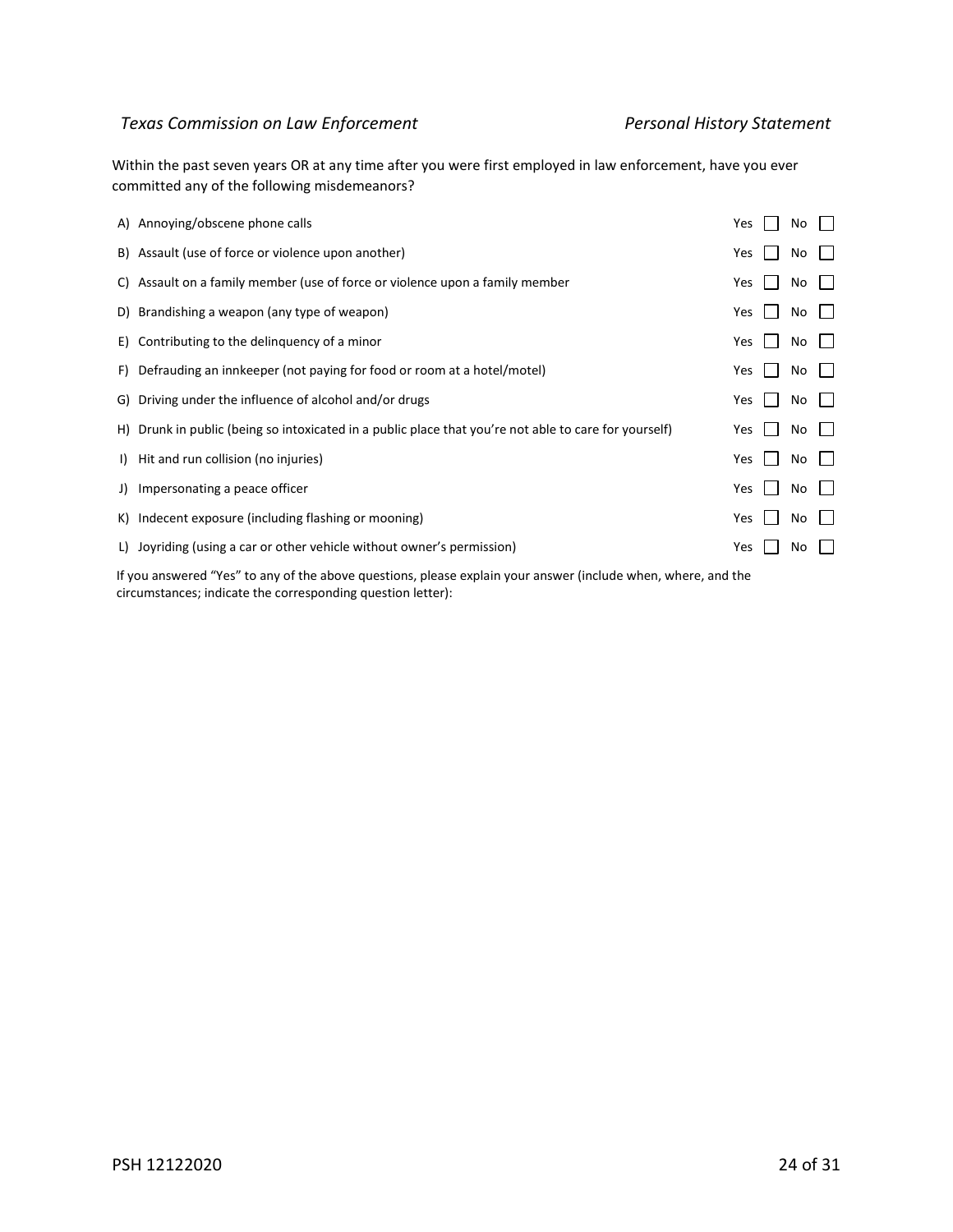Within the past seven years OR at any time after you were first employed in law enforcement, have you ever committed any of the following misdemeanors?

| Question | Yes | No |
|---|---|---|
| A) Annoying/obscene phone calls | ☐ | ☐ |
| B) Assault (use of force or violence upon another) | ☐ | ☐ |
| C) Assault on a family member (use of force or violence upon a family member | ☐ | ☐ |
| D) Brandishing a weapon (any type of weapon) | ☐ | ☐ |
| E) Contributing to the delinquency of a minor | ☐ | ☐ |
| F) Defrauding an innkeeper (not paying for food or room at a hotel/motel) | ☐ | ☐ |
| G) Driving under the influence of alcohol and/or drugs | ☐ | ☐ |
| H) Drunk in public (being so intoxicated in a public place that you're not able to care for yourself) | ☐ | ☐ |
| I) Hit and run collision (no injuries) | ☐ | ☐ |
| J) Impersonating a peace officer | ☐ | ☐ |
| K) Indecent exposure (including flashing or mooning) | ☐ | ☐ |
| L) Joyriding (using a car or other vehicle without owner's permission) | ☐ | ☐ |

If you answered "Yes" to any of the above questions, please explain your answer (include when, where, and the circumstances; indicate the corresponding question letter):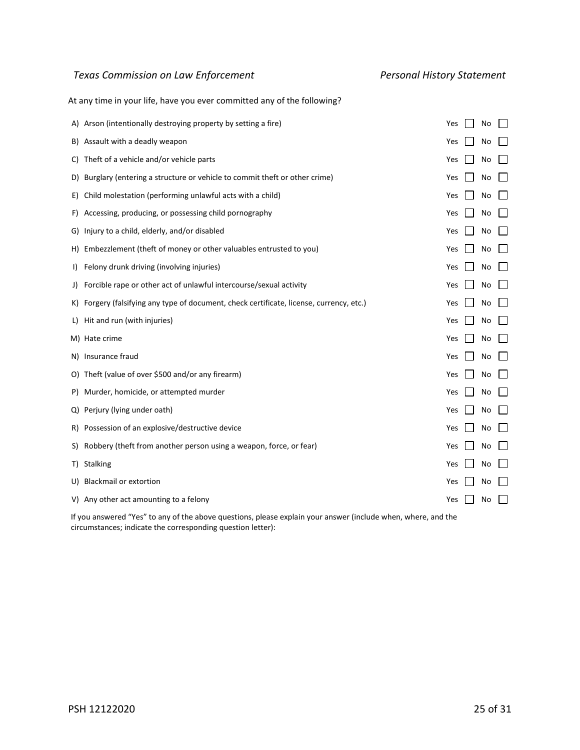At any time in your life, have you ever committed any of the following?

| Question | Yes | No |
|---|---|---|
| A) Arson (intentionally destroying property by setting a fire) | ☐ | ☐ |
| B) Assault with a deadly weapon | ☐ | ☐ |
| C) Theft of a vehicle and/or vehicle parts | ☐ | ☐ |
| D) Burglary (entering a structure or vehicle to commit theft or other crime) | ☐ | ☐ |
| E) Child molestation (performing unlawful acts with a child) | ☐ | ☐ |
| F) Accessing, producing, or possessing child pornography | ☐ | ☐ |
| G) Injury to a child, elderly, and/or disabled | ☐ | ☐ |
| H) Embezzlement (theft of money or other valuables entrusted to you) | ☐ | ☐ |
| I) Felony drunk driving (involving injuries) | ☐ | ☐ |
| J) Forcible rape or other act of unlawful intercourse/sexual activity | ☐ | ☐ |
| K) Forgery (falsifying any type of document, check certificate, license, currency, etc.) | ☐ | ☐ |
| L) Hit and run (with injuries) | ☐ | ☐ |
| M) Hate crime | ☐ | ☐ |
| N) Insurance fraud | ☐ | ☐ |
| O) Theft (value of over $500 and/or any firearm) | ☐ | ☐ |
| P) Murder, homicide, or attempted murder | ☐ | ☐ |
| Q) Perjury (lying under oath) | ☐ | ☐ |
| R) Possession of an explosive/destructive device | ☐ | ☐ |
| S) Robbery (theft from another person using a weapon, force, or fear) | ☐ | ☐ |
| T) Stalking | ☐ | ☐ |
| U) Blackmail or extortion | ☐ | ☐ |
| V) Any other act amounting to a felony | ☐ | ☐ |

If you answered "Yes" to any of the above questions, please explain your answer (include when, where, and the circumstances; indicate the corresponding question letter):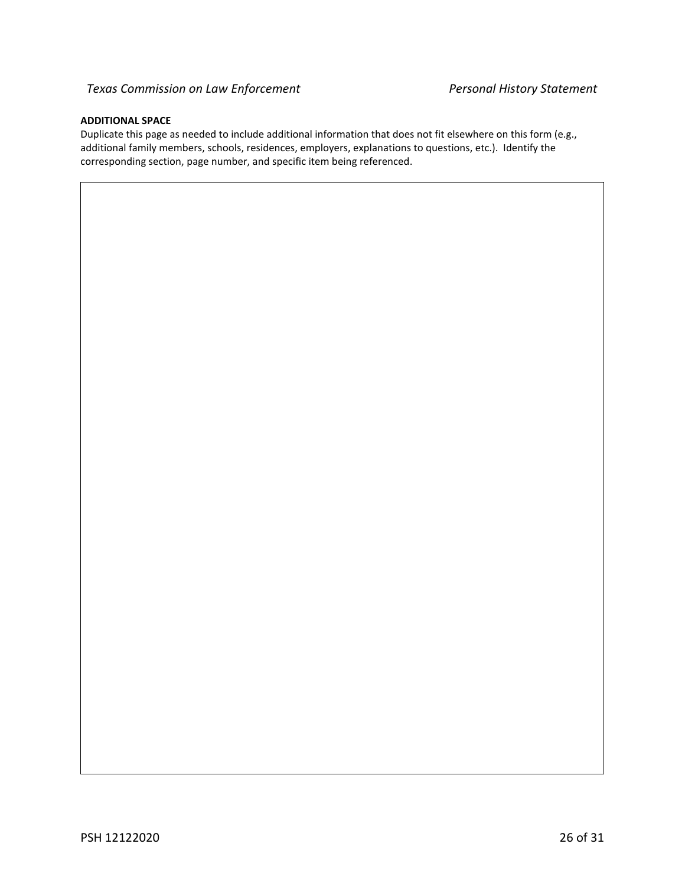**ADDITIONAL SPACE**

Duplicate this page as needed to include additional information that does not fit elsewhere on this form (e.g., additional family members, schools, residences, employers, explanations to questions, etc.). Identify the corresponding section, page number, and specific item being referenced.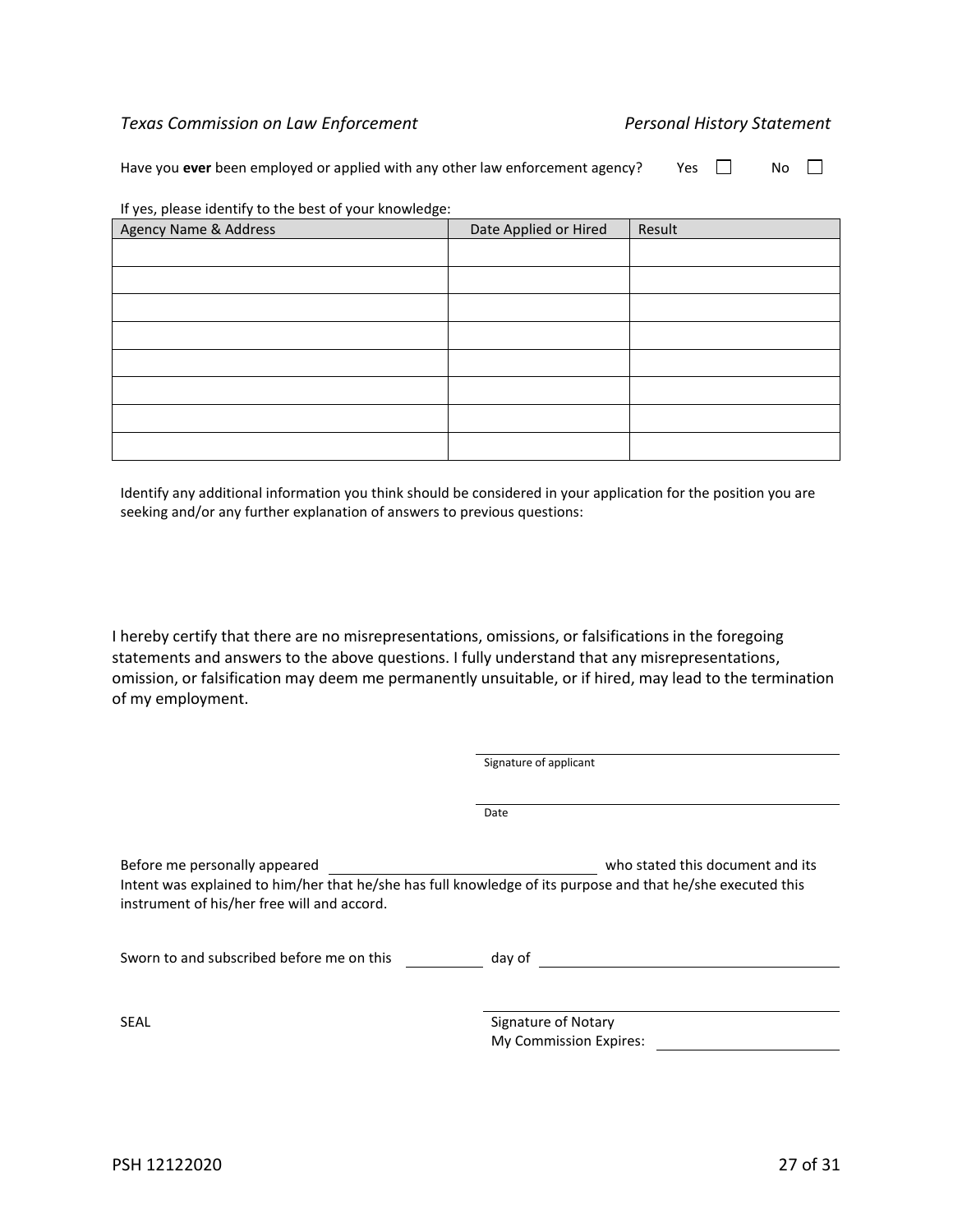Have you **ever** been employed or applied with any other law enforcement agency? Yes ☐ No ☐

If yes, please identify to the best of your knowledge:

| Agency Name & Address | Date Applied or Hired | Result |
|---|---|---|
| | | |
| | | |
| | | |
| | | |
| | | |
| | | |
| | | |
| | | |

Identify any additional information you think should be considered in your application for the position you are seeking and/or any further explanation of answers to previous questions:

I hereby certify that there are no misrepresentations, omissions, or falsifications in the foregoing statements and answers to the above questions. I fully understand that any misrepresentations, omission, or falsification may deem me permanently unsuitable, or if hired, may lead to the termination of my employment.

\_\_\_\_\_\_\_\_\_\_\_\_\_\_\_\_\_\_\_\_\_\_\_\_\_\_\_\_\_\_
Signature of applicant

\_\_\_\_\_\_\_\_\_\_\_\_\_\_\_\_\_\_\_\_\_\_\_\_\_\_\_\_\_\_
Date

Before me personally appeared \_\_\_\_\_\_\_\_\_\_\_\_\_\_\_\_\_\_\_\_\_\_\_\_ who stated this document and its Intent was explained to him/her that he/she has full knowledge of its purpose and that he/she executed this instrument of his/her free will and accord.

Sworn to and subscribed before me on this \_\_\_\_\_\_\_\_ day of \_\_\_\_\_\_\_\_\_\_\_\_\_\_\_\_\_\_\_\_\_\_\_\_

SEAL

\_\_\_\_\_\_\_\_\_\_\_\_\_\_\_\_\_\_\_\_\_\_\_\_\_\_\_\_\_\_
Signature of Notary
My Commission Expires: \_\_\_\_\_\_\_\_\_\_\_\_\_\_\_\_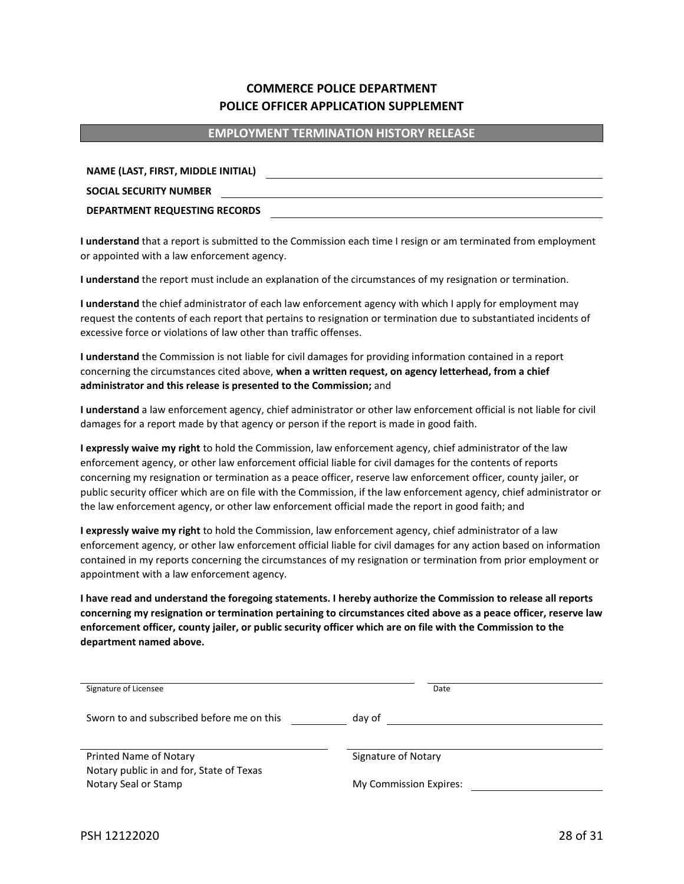# COMMERCE POLICE DEPARTMENT
# POLICE OFFICER APPLICATION SUPPLEMENT

## EMPLOYMENT TERMINATION HISTORY RELEASE

**NAME (LAST, FIRST, MIDDLE INITIAL)** ______________________________

**SOCIAL SECURITY NUMBER** ______________________________

**DEPARTMENT REQUESTING RECORDS** ______________________________

**I understand** that a report is submitted to the Commission each time I resign or am terminated from employment or appointed with a law enforcement agency.

**I understand** the report must include an explanation of the circumstances of my resignation or termination.

**I understand** the chief administrator of each law enforcement agency with which I apply for employment may request the contents of each report that pertains to resignation or termination due to substantiated incidents of excessive force or violations of law other than traffic offenses.

**I understand** the Commission is not liable for civil damages for providing information contained in a report concerning the circumstances cited above, **when a written request, on agency letterhead, from a chief administrator and this release is presented to the Commission;** and

**I understand** a law enforcement agency, chief administrator or other law enforcement official is not liable for civil damages for a report made by that agency or person if the report is made in good faith.

**I expressly waive my right** to hold the Commission, law enforcement agency, chief administrator of the law enforcement agency, or other law enforcement official liable for civil damages for the contents of reports concerning my resignation or termination as a peace officer, reserve law enforcement officer, county jailer, or public security officer which are on file with the Commission, if the law enforcement agency, chief administrator or the law enforcement agency, or other law enforcement official made the report in good faith; and

**I expressly waive my right** to hold the Commission, law enforcement agency, chief administrator of a law enforcement agency, or other law enforcement official liable for civil damages for any action based on information contained in my reports concerning the circumstances of my resignation or termination from prior employment or appointment with a law enforcement agency.

**I have read and understand the foregoing statements. I hereby authorize the Commission to release all reports concerning my resignation or termination pertaining to circumstances cited above as a peace officer, reserve law enforcement officer, county jailer, or public security officer which are on file with the Commission to the department named above.**

______________________________ ______________________________
Signature of Licensee Date

Sworn to and subscribed before me on this __________ day of ______________________________

______________________________ ______________________________
Printed Name of Notary Signature of Notary
Notary public in and for, State of Texas
Notary Seal or Stamp My Commission Expires: ______________________________

PSH 12122020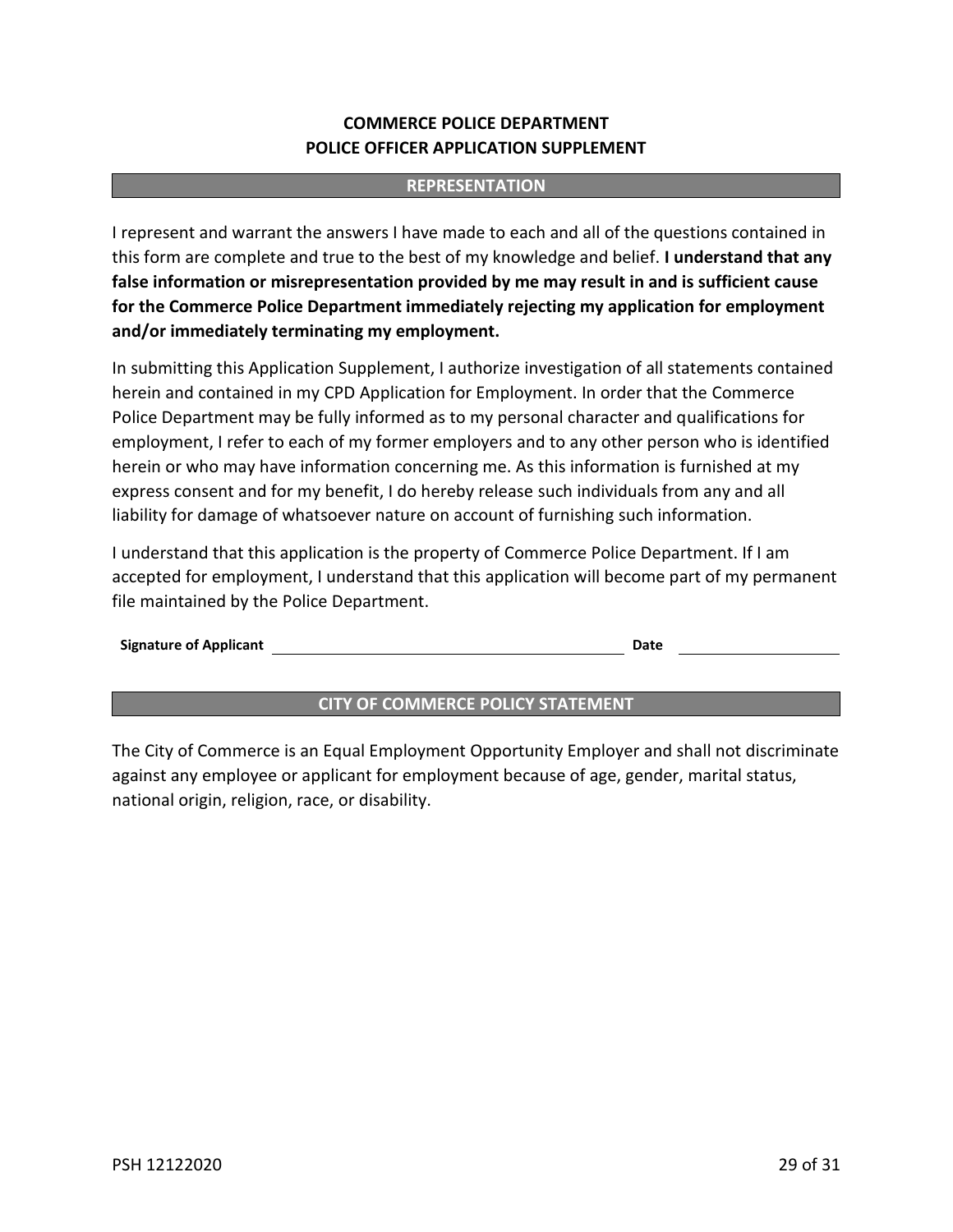**COMMERCE POLICE DEPARTMENT**
**POLICE OFFICER APPLICATION SUPPLEMENT**

## REPRESENTATION

I represent and warrant the answers I have made to each and all of the questions contained in this form are complete and true to the best of my knowledge and belief. **I understand that any false information or misrepresentation provided by me may result in and is sufficient cause for the Commerce Police Department immediately rejecting my application for employment and/or immediately terminating my employment.**

In submitting this Application Supplement, I authorize investigation of all statements contained herein and contained in my CPD Application for Employment. In order that the Commerce Police Department may be fully informed as to my personal character and qualifications for employment, I refer to each of my former employers and to any other person who is identified herein or who may have information concerning me. As this information is furnished at my express consent and for my benefit, I do hereby release such individuals from any and all liability for damage of whatsoever nature on account of furnishing such information.

I understand that this application is the property of Commerce Police Department. If I am accepted for employment, I understand that this application will become part of my permanent file maintained by the Police Department.

**Signature of Applicant** ______________________________ **Date** ______________

## CITY OF COMMERCE POLICY STATEMENT

The City of Commerce is an Equal Employment Opportunity Employer and shall not discriminate against any employee or applicant for employment because of age, gender, marital status, national origin, religion, race, or disability.

PSH 12122020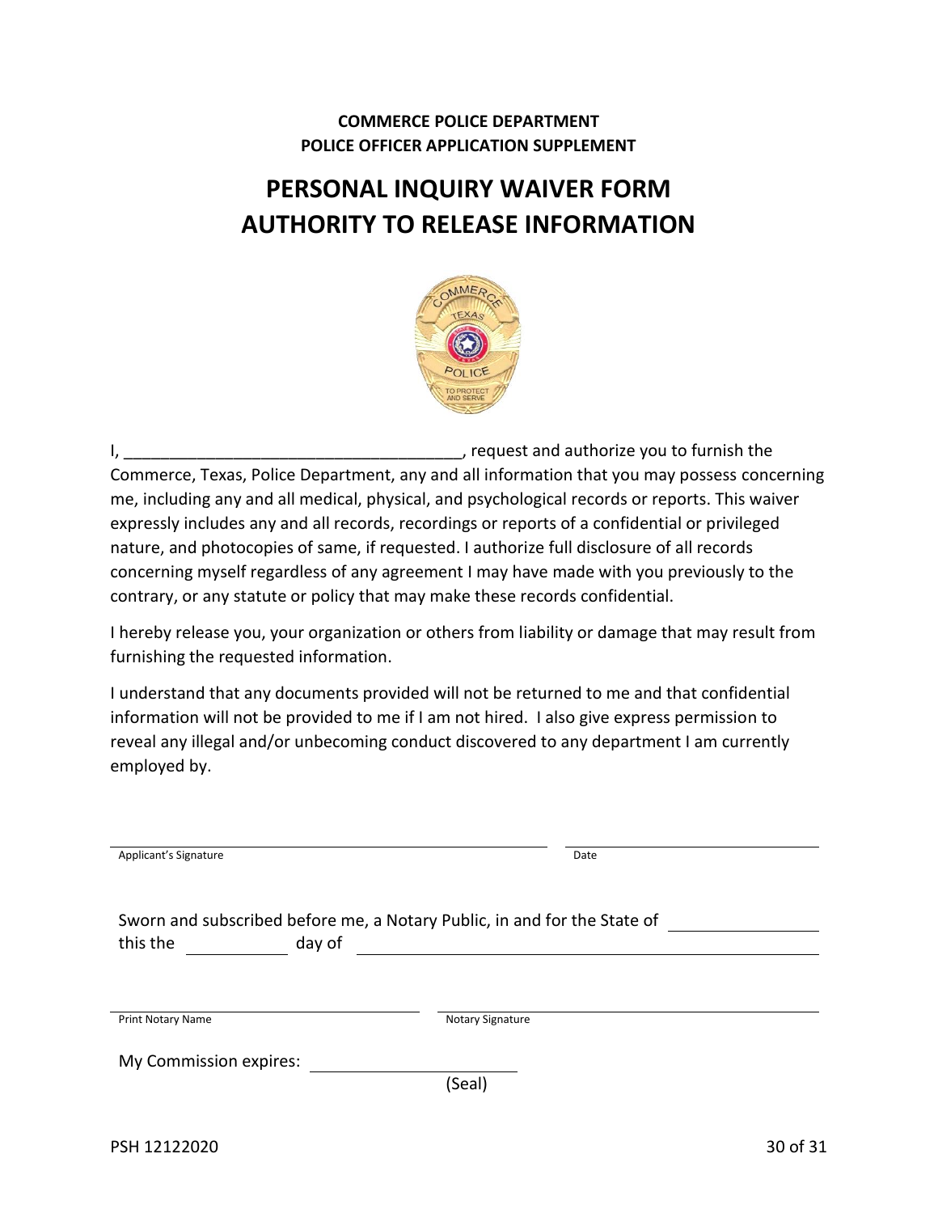**COMMERCE POLICE DEPARTMENT**
**POLICE OFFICER APPLICATION SUPPLEMENT**

# PERSONAL INQUIRY WAIVER FORM
# AUTHORITY TO RELEASE INFORMATION

I, ____________________________________, request and authorize you to furnish the Commerce, Texas, Police Department, any and all information that you may possess concerning me, including any and all medical, physical, and psychological records or reports. This waiver expressly includes any and all records, recordings or reports of a confidential or privileged nature, and photocopies of same, if requested. I authorize full disclosure of all records concerning myself regardless of any agreement I may have made with you previously to the contrary, or any statute or policy that may make these records confidential.

I hereby release you, your organization or others from liability or damage that may result from furnishing the requested information.

I understand that any documents provided will not be returned to me and that confidential information will not be provided to me if I am not hired. I also give express permission to reveal any illegal and/or unbecoming conduct discovered to any department I am currently employed by.

______________________________ ______________
Applicant's Signature Date

Sworn and subscribed before me, a Notary Public, in and for the State of ______________
this the __________ day of ______________________________

______________________________ ______________________________
Print Notary Name Notary Signature

My Commission expires: ______________________

(Seal)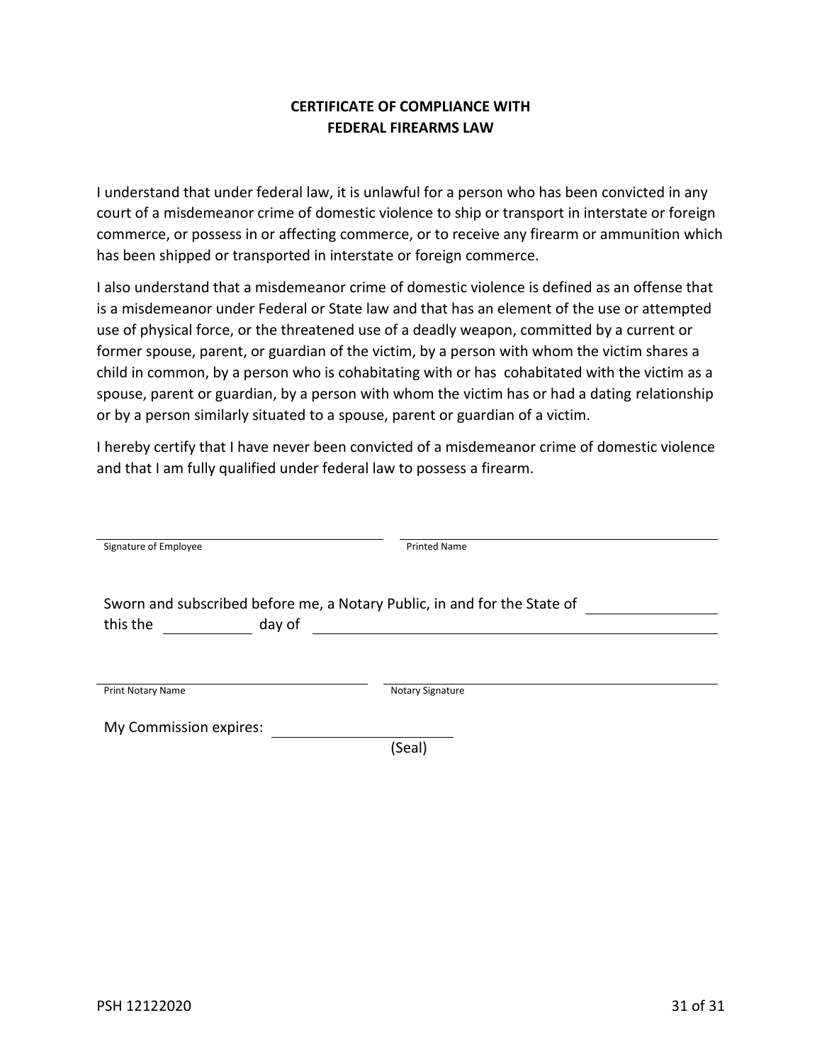## CERTIFICATE OF COMPLIANCE WITH FEDERAL FIREARMS LAW

I understand that under federal law, it is unlawful for a person who has been convicted in any court of a misdemeanor crime of domestic violence to ship or transport in interstate or foreign commerce, or possess in or affecting commerce, or to receive any firearm or ammunition which has been shipped or transported in interstate or foreign commerce.

I also understand that a misdemeanor crime of domestic violence is defined as an offense that is a misdemeanor under Federal or State law and that has an element of the use or attempted use of physical force, or the threatened use of a deadly weapon, committed by a current or former spouse, parent, or guardian of the victim, by a person with whom the victim shares a child in common, by a person who is cohabitating with or has cohabitated with the victim as a spouse, parent or guardian, by a person with whom the victim has or had a dating relationship or by a person similarly situated to a spouse, parent or guardian of a victim.

I hereby certify that I have never been convicted of a misdemeanor crime of domestic violence and that I am fully qualified under federal law to possess a firearm.

_______________________________ Signature of Employee

_______________________________ Printed Name

Sworn and subscribed before me, a Notary Public, in and for the State of ______________ this the __________ day of ______________________________

_______________________________ Print Notary Name

_______________________________ Notary Signature

My Commission expires: ____________________

(Seal)